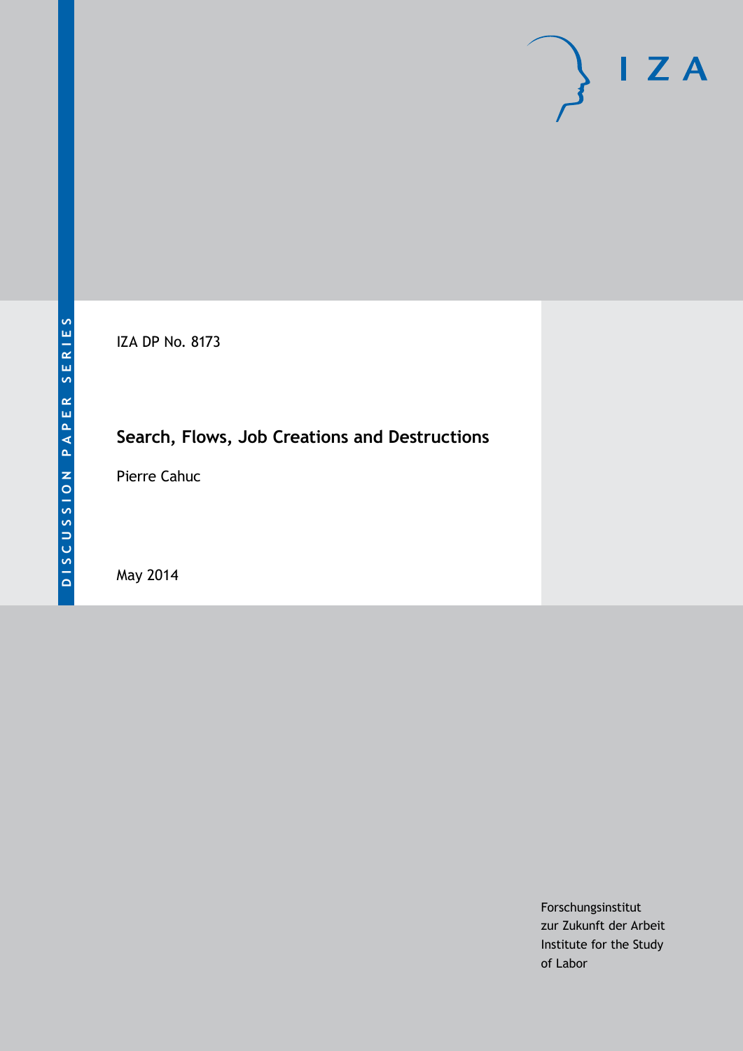DISCUSSION PAPER SERIES

IZA DP No. 8173

# Search, Flows, Job Creations and Destructions

Pierre Cahuc

May 2014

Forschungsinstitut
zur Zukunft der Arbeit
Institute for the Study
of Labor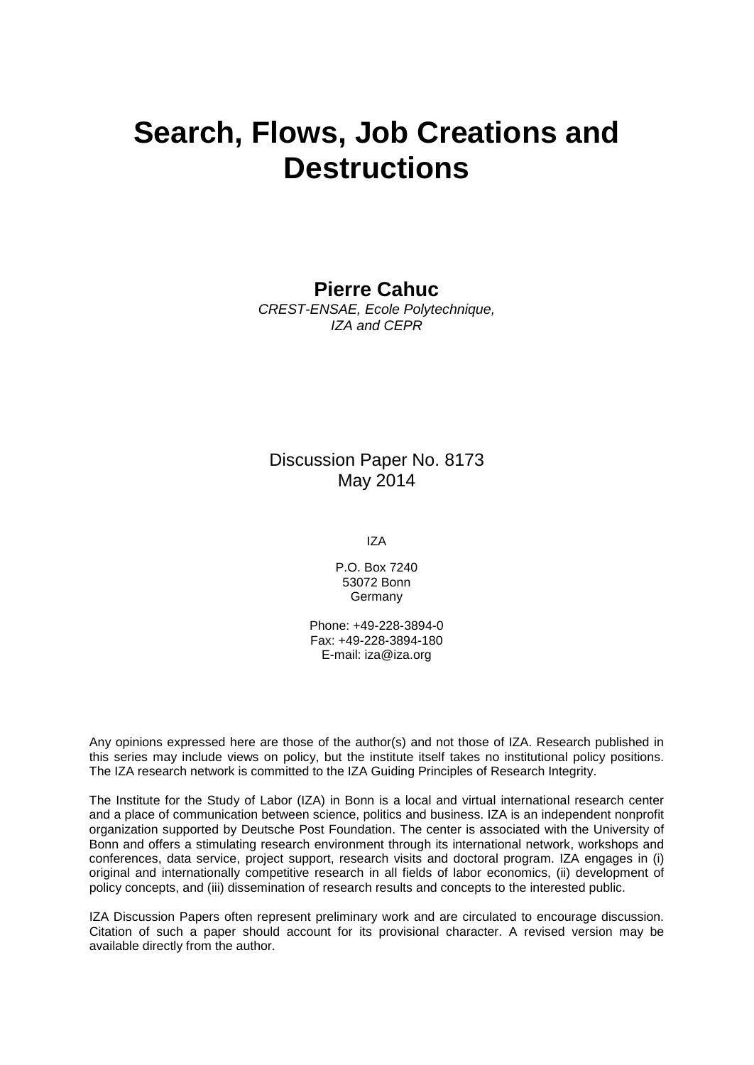# Search, Flows, Job Creations and Destructions

**Pierre Cahuc**
*CREST-ENSAE, Ecole Polytechnique, IZA and CEPR*

Discussion Paper No. 8173
May 2014

IZA

P.O. Box 7240
53072 Bonn
Germany

Phone: +49-228-3894-0
Fax: +49-228-3894-180
E-mail: iza@iza.org

Any opinions expressed here are those of the author(s) and not those of IZA. Research published in this series may include views on policy, but the institute itself takes no institutional policy positions. The IZA research network is committed to the IZA Guiding Principles of Research Integrity.

The Institute for the Study of Labor (IZA) in Bonn is a local and virtual international research center and a place of communication between science, politics and business. IZA is an independent nonprofit organization supported by Deutsche Post Foundation. The center is associated with the University of Bonn and offers a stimulating research environment through its international network, workshops and conferences, data service, project support, research visits and doctoral program. IZA engages in (i) original and internationally competitive research in all fields of labor economics, (ii) development of policy concepts, and (iii) dissemination of research results and concepts to the interested public.

IZA Discussion Papers often represent preliminary work and are circulated to encourage discussion. Citation of such a paper should account for its provisional character. A revised version may be available directly from the author.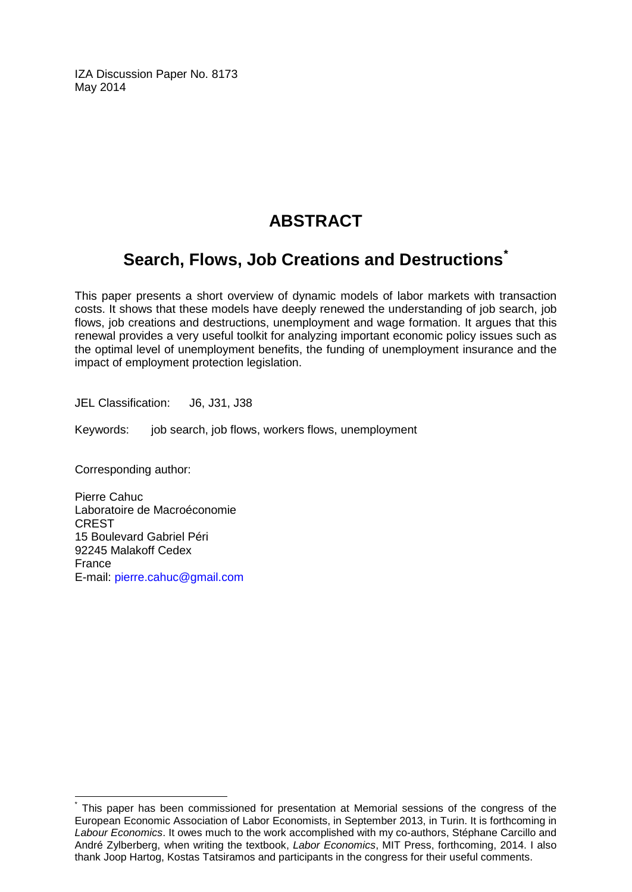IZA Discussion Paper No. 8173
May 2014

# ABSTRACT

## Search, Flows, Job Creations and Destructions*

This paper presents a short overview of dynamic models of labor markets with transaction costs. It shows that these models have deeply renewed the understanding of job search, job flows, job creations and destructions, unemployment and wage formation. It argues that this renewal provides a very useful toolkit for analyzing important economic policy issues such as the optimal level of unemployment benefits, the funding of unemployment insurance and the impact of employment protection legislation.

JEL Classification: J6, J31, J38

Keywords: job search, job flows, workers flows, unemployment

Corresponding author:

Pierre Cahuc
Laboratoire de Macroéconomie
CREST
15 Boulevard Gabriel Péri
92245 Malakoff Cedex
France
E-mail: pierre.cahuc@gmail.com

---

* This paper has been commissioned for presentation at Memorial sessions of the congress of the European Economic Association of Labor Economists, in September 2013, in Turin. It is forthcoming in *Labour Economics*. It owes much to the work accomplished with my co-authors, Stéphane Carcillo and André Zylberberg, when writing the textbook, *Labor Economics*, MIT Press, forthcoming, 2014. I also thank Joop Hartog, Kostas Tatsiramos and participants in the congress for their useful comments.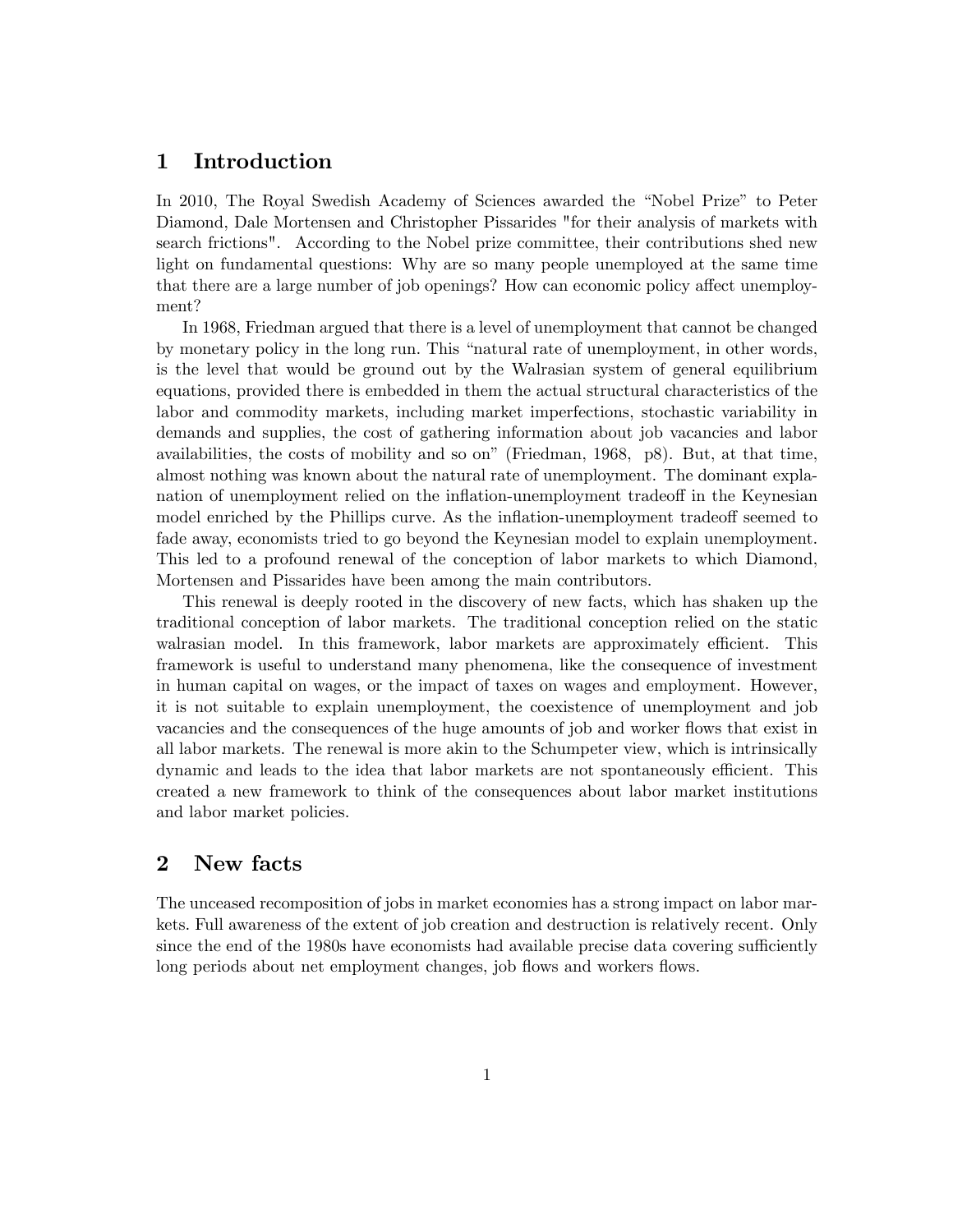# 1 Introduction

In 2010, The Royal Swedish Academy of Sciences awarded the "Nobel Prize" to Peter Diamond, Dale Mortensen and Christopher Pissarides "for their analysis of markets with search frictions". According to the Nobel prize committee, their contributions shed new light on fundamental questions: Why are so many people unemployed at the same time that there are a large number of job openings? How can economic policy affect unemployment?

In 1968, Friedman argued that there is a level of unemployment that cannot be changed by monetary policy in the long run. This "natural rate of unemployment, in other words, is the level that would be ground out by the Walrasian system of general equilibrium equations, provided there is embedded in them the actual structural characteristics of the labor and commodity markets, including market imperfections, stochastic variability in demands and supplies, the cost of gathering information about job vacancies and labor availabilities, the costs of mobility and so on" (Friedman, 1968, p8). But, at that time, almost nothing was known about the natural rate of unemployment. The dominant explanation of unemployment relied on the inflation-unemployment tradeoff in the Keynesian model enriched by the Phillips curve. As the inflation-unemployment tradeoff seemed to fade away, economists tried to go beyond the Keynesian model to explain unemployment. This led to a profound renewal of the conception of labor markets to which Diamond, Mortensen and Pissarides have been among the main contributors.

This renewal is deeply rooted in the discovery of new facts, which has shaken up the traditional conception of labor markets. The traditional conception relied on the static walrasian model. In this framework, labor markets are approximately efficient. This framework is useful to understand many phenomena, like the consequence of investment in human capital on wages, or the impact of taxes on wages and employment. However, it is not suitable to explain unemployment, the coexistence of unemployment and job vacancies and the consequences of the huge amounts of job and worker flows that exist in all labor markets. The renewal is more akin to the Schumpeter view, which is intrinsically dynamic and leads to the idea that labor markets are not spontaneously efficient. This created a new framework to think of the consequences about labor market institutions and labor market policies.

# 2 New facts

The unceased recomposition of jobs in market economies has a strong impact on labor markets. Full awareness of the extent of job creation and destruction is relatively recent. Only since the end of the 1980s have economists had available precise data covering sufficiently long periods about net employment changes, job flows and workers flows.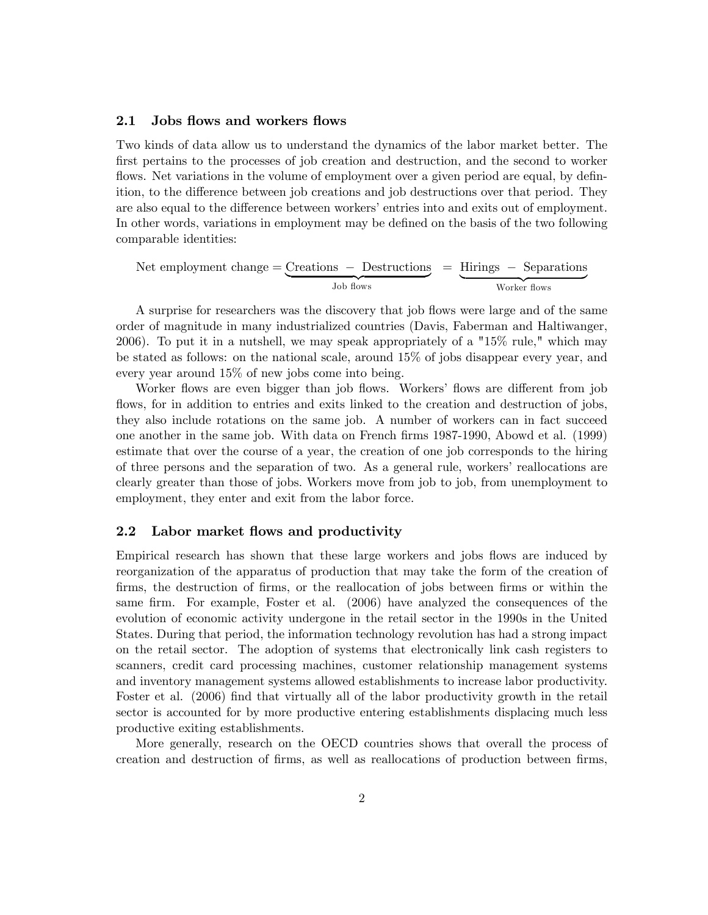### 2.1 Jobs flows and workers flows

Two kinds of data allow us to understand the dynamics of the labor market better. The first pertains to the processes of job creation and destruction, and the second to worker flows. Net variations in the volume of employment over a given period are equal, by definition, to the difference between job creations and job destructions over that period. They are also equal to the difference between workers' entries into and exits out of employment. In other words, variations in employment may be defined on the basis of the two following comparable identities:

$$\text{Net employment change} = \underbrace{\text{Creations} - \text{Destructions}}_{\text{Job flows}} = \underbrace{\text{Hirings} - \text{Separations}}_{\text{Worker flows}}$$

A surprise for researchers was the discovery that job flows were large and of the same order of magnitude in many industrialized countries (Davis, Faberman and Haltiwanger, 2006). To put it in a nutshell, we may speak appropriately of a "15% rule," which may be stated as follows: on the national scale, around 15% of jobs disappear every year, and every year around 15% of new jobs come into being.

Worker flows are even bigger than job flows. Workers' flows are different from job flows, for in addition to entries and exits linked to the creation and destruction of jobs, they also include rotations on the same job. A number of workers can in fact succeed one another in the same job. With data on French firms 1987-1990, Abowd et al. (1999) estimate that over the course of a year, the creation of one job corresponds to the hiring of three persons and the separation of two. As a general rule, workers' reallocations are clearly greater than those of jobs. Workers move from job to job, from unemployment to employment, they enter and exit from the labor force.

### 2.2 Labor market flows and productivity

Empirical research has shown that these large workers and jobs flows are induced by reorganization of the apparatus of production that may take the form of the creation of firms, the destruction of firms, or the reallocation of jobs between firms or within the same firm. For example, Foster et al. (2006) have analyzed the consequences of the evolution of economic activity undergone in the retail sector in the 1990s in the United States. During that period, the information technology revolution has had a strong impact on the retail sector. The adoption of systems that electronically link cash registers to scanners, credit card processing machines, customer relationship management systems and inventory management systems allowed establishments to increase labor productivity. Foster et al. (2006) find that virtually all of the labor productivity growth in the retail sector is accounted for by more productive entering establishments displacing much less productive exiting establishments.

More generally, research on the OECD countries shows that overall the process of creation and destruction of firms, as well as reallocations of production between firms,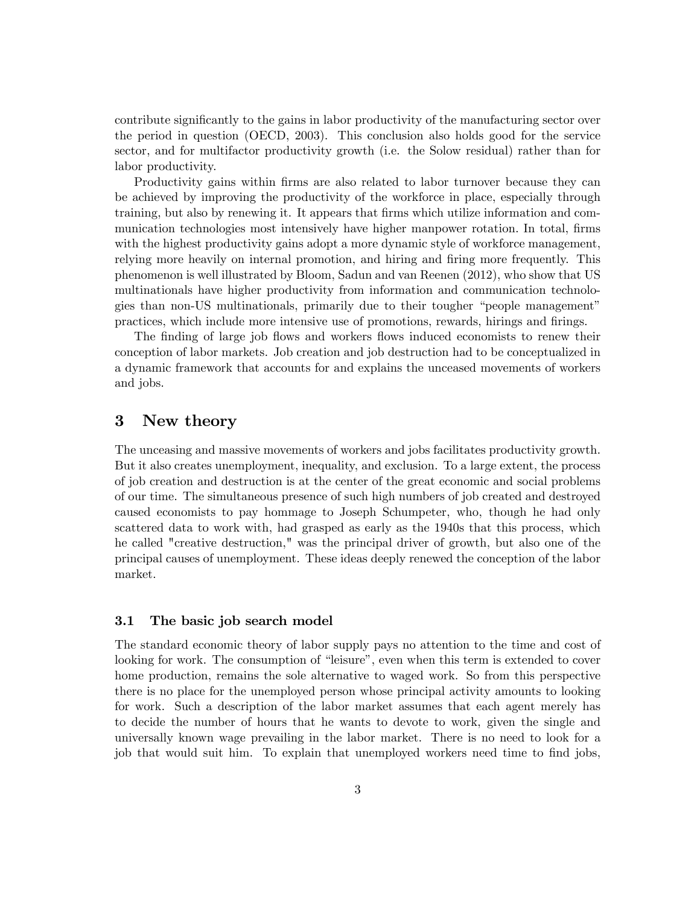contribute significantly to the gains in labor productivity of the manufacturing sector over the period in question (OECD, 2003). This conclusion also holds good for the service sector, and for multifactor productivity growth (i.e. the Solow residual) rather than for labor productivity.

Productivity gains within firms are also related to labor turnover because they can be achieved by improving the productivity of the workforce in place, especially through training, but also by renewing it. It appears that firms which utilize information and communication technologies most intensively have higher manpower rotation. In total, firms with the highest productivity gains adopt a more dynamic style of workforce management, relying more heavily on internal promotion, and hiring and firing more frequently. This phenomenon is well illustrated by Bloom, Sadun and van Reenen (2012), who show that US multinationals have higher productivity from information and communication technologies than non-US multinationals, primarily due to their tougher "people management" practices, which include more intensive use of promotions, rewards, hirings and firings.

The finding of large job flows and workers flows induced economists to renew their conception of labor markets. Job creation and job destruction had to be conceptualized in a dynamic framework that accounts for and explains the unceased movements of workers and jobs.

# 3 New theory

The unceasing and massive movements of workers and jobs facilitates productivity growth. But it also creates unemployment, inequality, and exclusion. To a large extent, the process of job creation and destruction is at the center of the great economic and social problems of our time. The simultaneous presence of such high numbers of job created and destroyed caused economists to pay hommage to Joseph Schumpeter, who, though he had only scattered data to work with, had grasped as early as the 1940s that this process, which he called "creative destruction," was the principal driver of growth, but also one of the principal causes of unemployment. These ideas deeply renewed the conception of the labor market.

## 3.1 The basic job search model

The standard economic theory of labor supply pays no attention to the time and cost of looking for work. The consumption of "leisure", even when this term is extended to cover home production, remains the sole alternative to waged work. So from this perspective there is no place for the unemployed person whose principal activity amounts to looking for work. Such a description of the labor market assumes that each agent merely has to decide the number of hours that he wants to devote to work, given the single and universally known wage prevailing in the labor market. There is no need to look for a job that would suit him. To explain that unemployed workers need time to find jobs,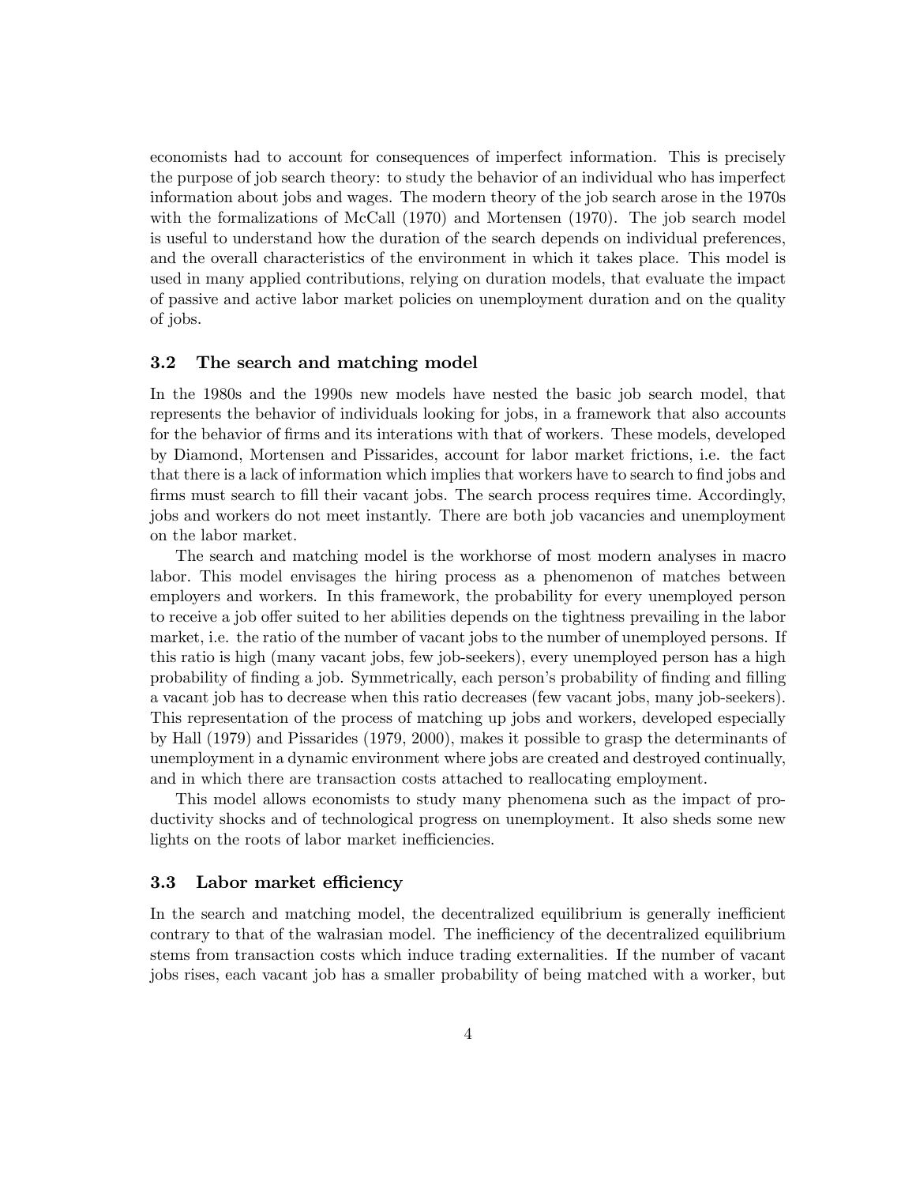economists had to account for consequences of imperfect information. This is precisely the purpose of job search theory: to study the behavior of an individual who has imperfect information about jobs and wages. The modern theory of the job search arose in the 1970s with the formalizations of McCall (1970) and Mortensen (1970). The job search model is useful to understand how the duration of the search depends on individual preferences, and the overall characteristics of the environment in which it takes place. This model is used in many applied contributions, relying on duration models, that evaluate the impact of passive and active labor market policies on unemployment duration and on the quality of jobs.

### 3.2 The search and matching model

In the 1980s and the 1990s new models have nested the basic job search model, that represents the behavior of individuals looking for jobs, in a framework that also accounts for the behavior of firms and its interations with that of workers. These models, developed by Diamond, Mortensen and Pissarides, account for labor market frictions, i.e. the fact that there is a lack of information which implies that workers have to search to find jobs and firms must search to fill their vacant jobs. The search process requires time. Accordingly, jobs and workers do not meet instantly. There are both job vacancies and unemployment on the labor market.

The search and matching model is the workhorse of most modern analyses in macro labor. This model envisages the hiring process as a phenomenon of matches between employers and workers. In this framework, the probability for every unemployed person to receive a job offer suited to her abilities depends on the tightness prevailing in the labor market, i.e. the ratio of the number of vacant jobs to the number of unemployed persons. If this ratio is high (many vacant jobs, few job-seekers), every unemployed person has a high probability of finding a job. Symmetrically, each person's probability of finding and filling a vacant job has to decrease when this ratio decreases (few vacant jobs, many job-seekers). This representation of the process of matching up jobs and workers, developed especially by Hall (1979) and Pissarides (1979, 2000), makes it possible to grasp the determinants of unemployment in a dynamic environment where jobs are created and destroyed continually, and in which there are transaction costs attached to reallocating employment.

This model allows economists to study many phenomena such as the impact of productivity shocks and of technological progress on unemployment. It also sheds some new lights on the roots of labor market inefficiencies.

### 3.3 Labor market efficiency

In the search and matching model, the decentralized equilibrium is generally inefficient contrary to that of the walrasian model. The inefficiency of the decentralized equilibrium stems from transaction costs which induce trading externalities. If the number of vacant jobs rises, each vacant job has a smaller probability of being matched with a worker, but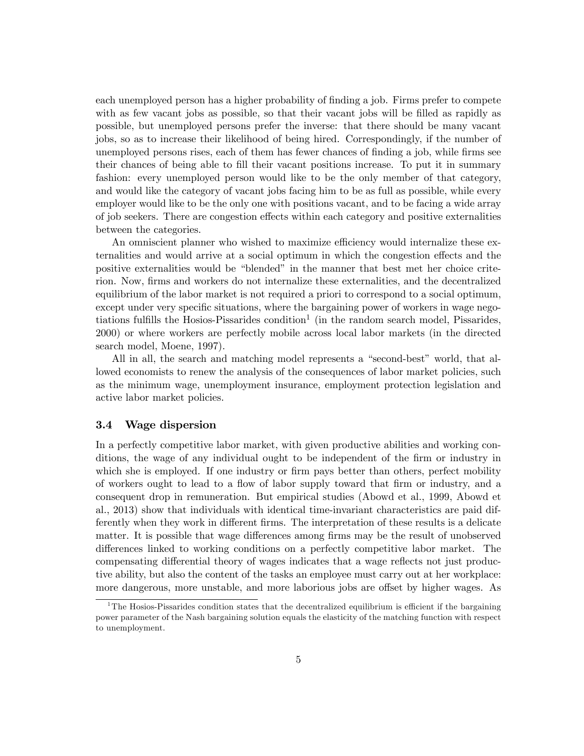each unemployed person has a higher probability of finding a job. Firms prefer to compete with as few vacant jobs as possible, so that their vacant jobs will be filled as rapidly as possible, but unemployed persons prefer the inverse: that there should be many vacant jobs, so as to increase their likelihood of being hired. Correspondingly, if the number of unemployed persons rises, each of them has fewer chances of finding a job, while firms see their chances of being able to fill their vacant positions increase. To put it in summary fashion: every unemployed person would like to be the only member of that category, and would like the category of vacant jobs facing him to be as full as possible, while every employer would like to be the only one with positions vacant, and to be facing a wide array of job seekers. There are congestion effects within each category and positive externalities between the categories.

An omniscient planner who wished to maximize efficiency would internalize these externalities and would arrive at a social optimum in which the congestion effects and the positive externalities would be "blended" in the manner that best met her choice criterion. Now, firms and workers do not internalize these externalities, and the decentralized equilibrium of the labor market is not required a priori to correspond to a social optimum, except under very specific situations, where the bargaining power of workers in wage negotiations fulfills the Hosios-Pissarides condition[1] (in the random search model, Pissarides, 2000) or where workers are perfectly mobile across local labor markets (in the directed search model, Moene, 1997).

All in all, the search and matching model represents a "second-best" world, that allowed economists to renew the analysis of the consequences of labor market policies, such as the minimum wage, unemployment insurance, employment protection legislation and active labor market policies.

### 3.4 Wage dispersion

In a perfectly competitive labor market, with given productive abilities and working conditions, the wage of any individual ought to be independent of the firm or industry in which she is employed. If one industry or firm pays better than others, perfect mobility of workers ought to lead to a flow of labor supply toward that firm or industry, and a consequent drop in remuneration. But empirical studies (Abowd et al., 1999, Abowd et al., 2013) show that individuals with identical time-invariant characteristics are paid differently when they work in different firms. The interpretation of these results is a delicate matter. It is possible that wage differences among firms may be the result of unobserved differences linked to working conditions on a perfectly competitive labor market. The compensating differential theory of wages indicates that a wage reflects not just productive ability, but also the content of the tasks an employee must carry out at her workplace: more dangerous, more unstable, and more laborious jobs are offset by higher wages. As

[1] The Hosios-Pissarides condition states that the decentralized equilibrium is efficient if the bargaining power parameter of the Nash bargaining solution equals the elasticity of the matching function with respect to unemployment.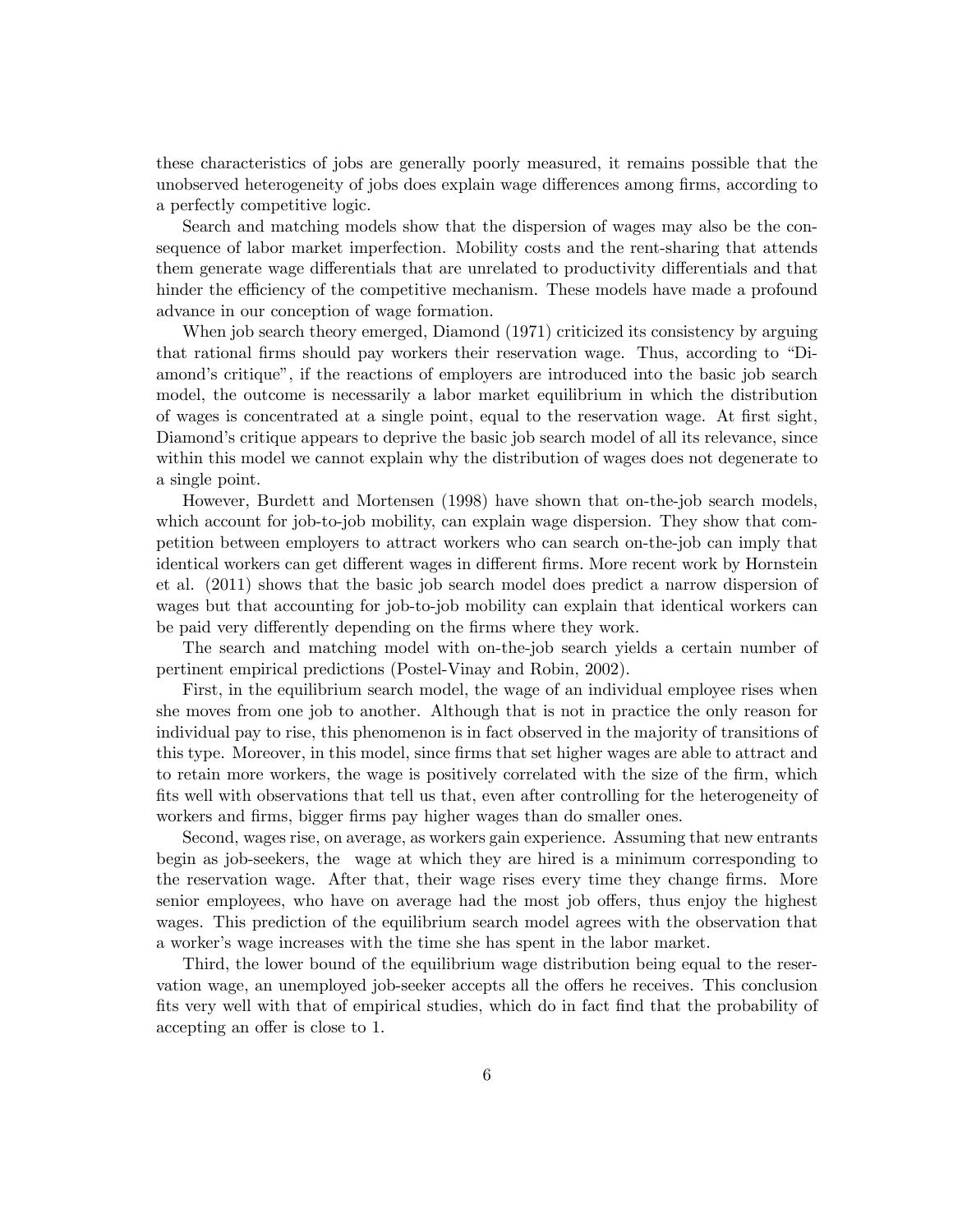these characteristics of jobs are generally poorly measured, it remains possible that the unobserved heterogeneity of jobs does explain wage differences among firms, according to a perfectly competitive logic.

Search and matching models show that the dispersion of wages may also be the consequence of labor market imperfection. Mobility costs and the rent-sharing that attends them generate wage differentials that are unrelated to productivity differentials and that hinder the efficiency of the competitive mechanism. These models have made a profound advance in our conception of wage formation.

When job search theory emerged, Diamond (1971) criticized its consistency by arguing that rational firms should pay workers their reservation wage. Thus, according to "Diamond's critique", if the reactions of employers are introduced into the basic job search model, the outcome is necessarily a labor market equilibrium in which the distribution of wages is concentrated at a single point, equal to the reservation wage. At first sight, Diamond's critique appears to deprive the basic job search model of all its relevance, since within this model we cannot explain why the distribution of wages does not degenerate to a single point.

However, Burdett and Mortensen (1998) have shown that on-the-job search models, which account for job-to-job mobility, can explain wage dispersion. They show that competition between employers to attract workers who can search on-the-job can imply that identical workers can get different wages in different firms. More recent work by Hornstein et al. (2011) shows that the basic job search model does predict a narrow dispersion of wages but that accounting for job-to-job mobility can explain that identical workers can be paid very differently depending on the firms where they work.

The search and matching model with on-the-job search yields a certain number of pertinent empirical predictions (Postel-Vinay and Robin, 2002).

First, in the equilibrium search model, the wage of an individual employee rises when she moves from one job to another. Although that is not in practice the only reason for individual pay to rise, this phenomenon is in fact observed in the majority of transitions of this type. Moreover, in this model, since firms that set higher wages are able to attract and to retain more workers, the wage is positively correlated with the size of the firm, which fits well with observations that tell us that, even after controlling for the heterogeneity of workers and firms, bigger firms pay higher wages than do smaller ones.

Second, wages rise, on average, as workers gain experience. Assuming that new entrants begin as job-seekers, the wage at which they are hired is a minimum corresponding to the reservation wage. After that, their wage rises every time they change firms. More senior employees, who have on average had the most job offers, thus enjoy the highest wages. This prediction of the equilibrium search model agrees with the observation that a worker's wage increases with the time she has spent in the labor market.

Third, the lower bound of the equilibrium wage distribution being equal to the reservation wage, an unemployed job-seeker accepts all the offers he receives. This conclusion fits very well with that of empirical studies, which do in fact find that the probability of accepting an offer is close to 1.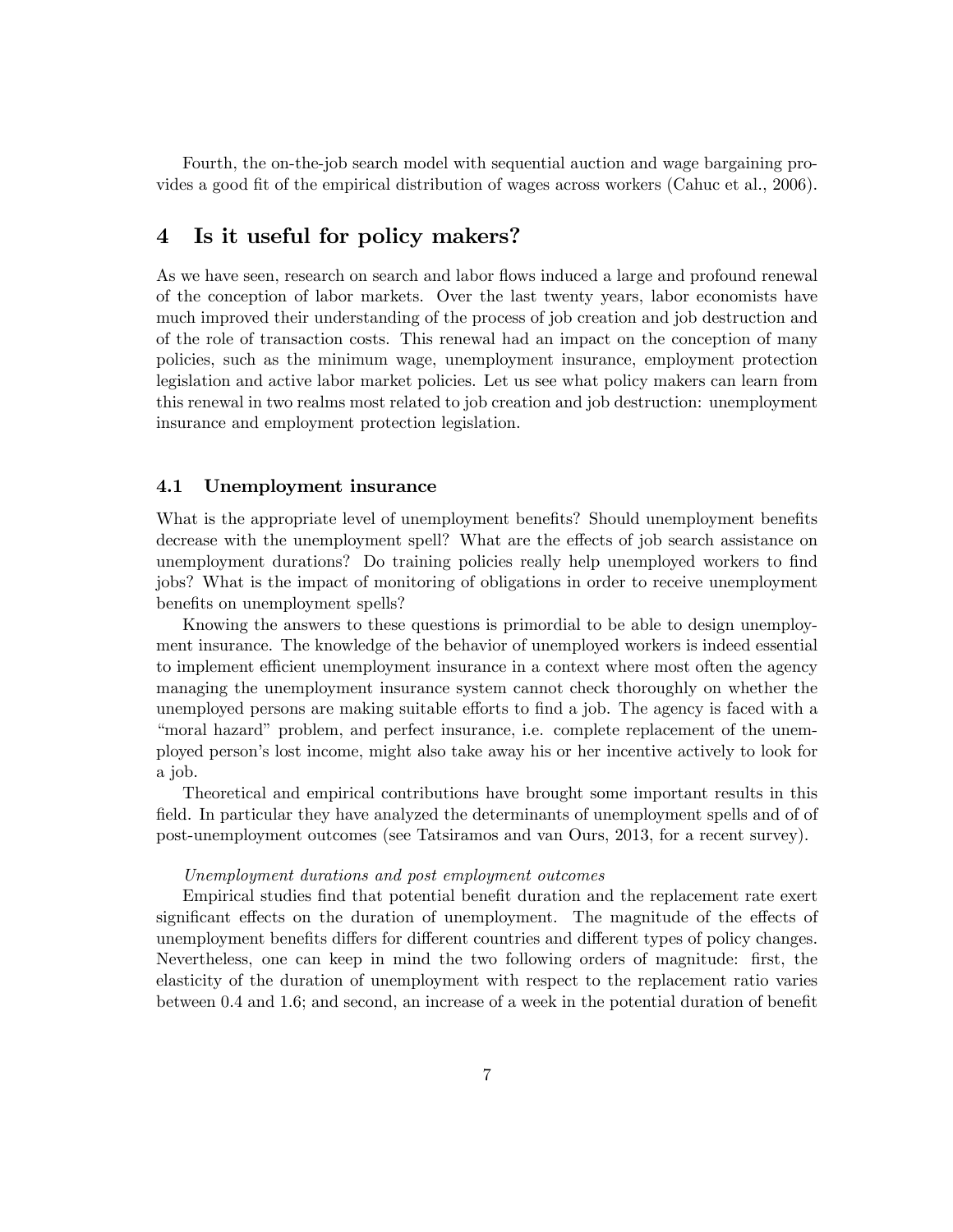Fourth, the on-the-job search model with sequential auction and wage bargaining provides a good fit of the empirical distribution of wages across workers (Cahuc et al., 2006).

# 4 Is it useful for policy makers?

As we have seen, research on search and labor flows induced a large and profound renewal of the conception of labor markets. Over the last twenty years, labor economists have much improved their understanding of the process of job creation and job destruction and of the role of transaction costs. This renewal had an impact on the conception of many policies, such as the minimum wage, unemployment insurance, employment protection legislation and active labor market policies. Let us see what policy makers can learn from this renewal in two realms most related to job creation and job destruction: unemployment insurance and employment protection legislation.

## 4.1 Unemployment insurance

What is the appropriate level of unemployment benefits? Should unemployment benefits decrease with the unemployment spell? What are the effects of job search assistance on unemployment durations? Do training policies really help unemployed workers to find jobs? What is the impact of monitoring of obligations in order to receive unemployment benefits on unemployment spells?

Knowing the answers to these questions is primordial to be able to design unemployment insurance. The knowledge of the behavior of unemployed workers is indeed essential to implement efficient unemployment insurance in a context where most often the agency managing the unemployment insurance system cannot check thoroughly on whether the unemployed persons are making suitable efforts to find a job. The agency is faced with a "moral hazard" problem, and perfect insurance, i.e. complete replacement of the unemployed person's lost income, might also take away his or her incentive actively to look for a job.

Theoretical and empirical contributions have brought some important results in this field. In particular they have analyzed the determinants of unemployment spells and of of post-unemployment outcomes (see Tatsiramos and van Ours, 2013, for a recent survey).

*Unemployment durations and post employment outcomes*

Empirical studies find that potential benefit duration and the replacement rate exert significant effects on the duration of unemployment. The magnitude of the effects of unemployment benefits differs for different countries and different types of policy changes. Nevertheless, one can keep in mind the two following orders of magnitude: first, the elasticity of the duration of unemployment with respect to the replacement ratio varies between 0.4 and 1.6; and second, an increase of a week in the potential duration of benefit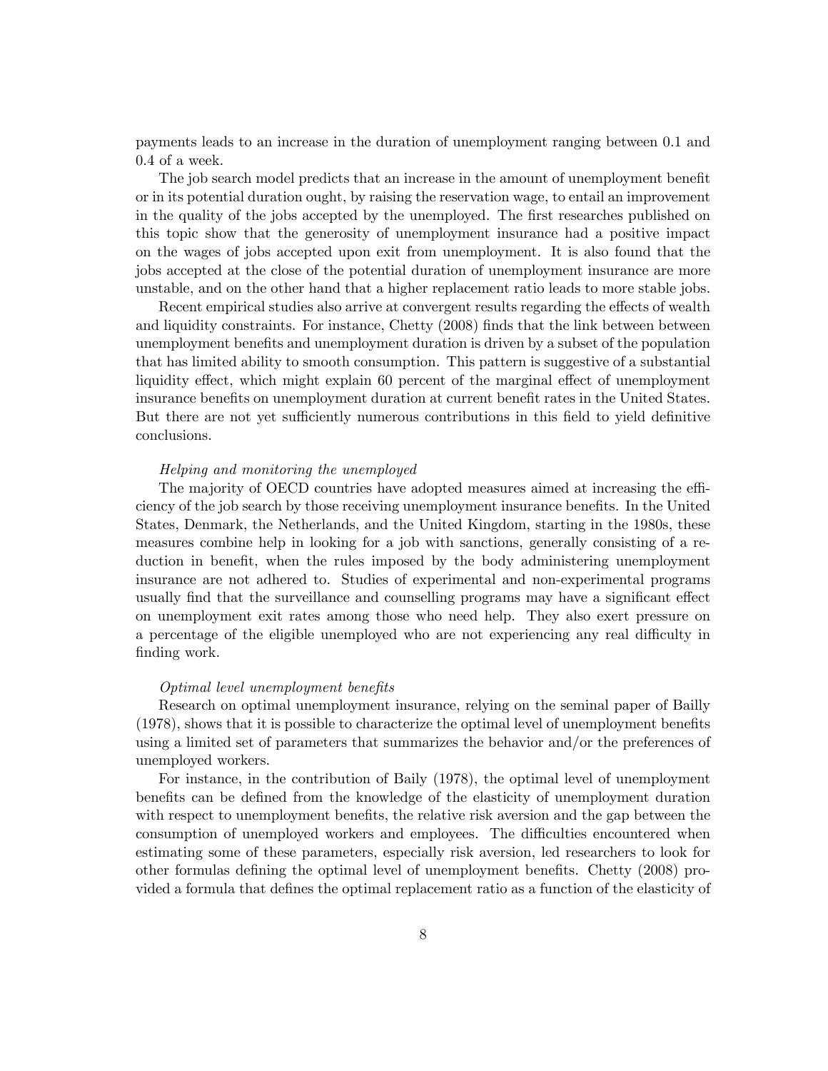payments leads to an increase in the duration of unemployment ranging between 0.1 and 0.4 of a week.

The job search model predicts that an increase in the amount of unemployment benefit or in its potential duration ought, by raising the reservation wage, to entail an improvement in the quality of the jobs accepted by the unemployed. The first researches published on this topic show that the generosity of unemployment insurance had a positive impact on the wages of jobs accepted upon exit from unemployment. It is also found that the jobs accepted at the close of the potential duration of unemployment insurance are more unstable, and on the other hand that a higher replacement ratio leads to more stable jobs.

Recent empirical studies also arrive at convergent results regarding the effects of wealth and liquidity constraints. For instance, Chetty (2008) finds that the link between between unemployment benefits and unemployment duration is driven by a subset of the population that has limited ability to smooth consumption. This pattern is suggestive of a substantial liquidity effect, which might explain 60 percent of the marginal effect of unemployment insurance benefits on unemployment duration at current benefit rates in the United States. But there are not yet sufficiently numerous contributions in this field to yield definitive conclusions.

*Helping and monitoring the unemployed*

The majority of OECD countries have adopted measures aimed at increasing the efficiency of the job search by those receiving unemployment insurance benefits. In the United States, Denmark, the Netherlands, and the United Kingdom, starting in the 1980s, these measures combine help in looking for a job with sanctions, generally consisting of a reduction in benefit, when the rules imposed by the body administering unemployment insurance are not adhered to. Studies of experimental and non-experimental programs usually find that the surveillance and counselling programs may have a significant effect on unemployment exit rates among those who need help. They also exert pressure on a percentage of the eligible unemployed who are not experiencing any real difficulty in finding work.

*Optimal level unemployment benefits*

Research on optimal unemployment insurance, relying on the seminal paper of Bailly (1978), shows that it is possible to characterize the optimal level of unemployment benefits using a limited set of parameters that summarizes the behavior and/or the preferences of unemployed workers.

For instance, in the contribution of Baily (1978), the optimal level of unemployment benefits can be defined from the knowledge of the elasticity of unemployment duration with respect to unemployment benefits, the relative risk aversion and the gap between the consumption of unemployed workers and employees. The difficulties encountered when estimating some of these parameters, especially risk aversion, led researchers to look for other formulas defining the optimal level of unemployment benefits. Chetty (2008) provided a formula that defines the optimal replacement ratio as a function of the elasticity of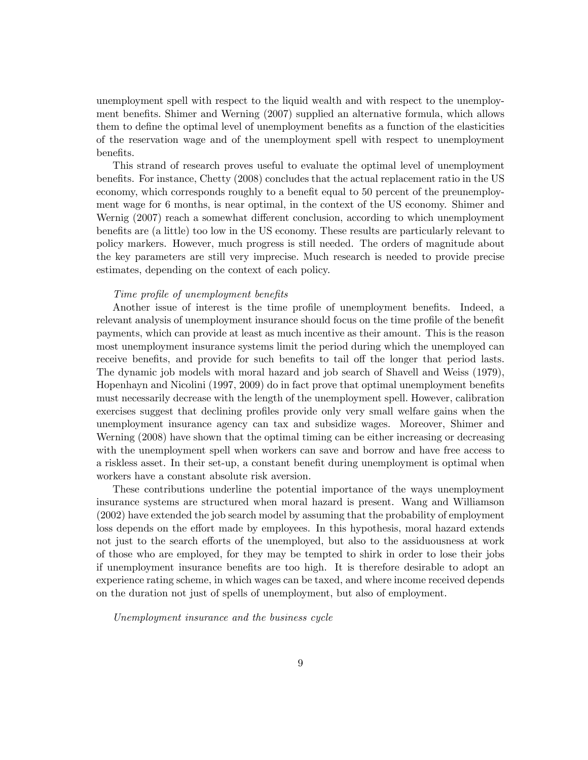unemployment spell with respect to the liquid wealth and with respect to the unemployment benefits. Shimer and Werning (2007) supplied an alternative formula, which allows them to define the optimal level of unemployment benefits as a function of the elasticities of the reservation wage and of the unemployment spell with respect to unemployment benefits.

This strand of research proves useful to evaluate the optimal level of unemployment benefits. For instance, Chetty (2008) concludes that the actual replacement ratio in the US economy, which corresponds roughly to a benefit equal to 50 percent of the preunemployment wage for 6 months, is near optimal, in the context of the US economy. Shimer and Wernig (2007) reach a somewhat different conclusion, according to which unemployment benefits are (a little) too low in the US economy. These results are particularly relevant to policy markers. However, much progress is still needed. The orders of magnitude about the key parameters are still very imprecise. Much research is needed to provide precise estimates, depending on the context of each policy.

*Time profile of unemployment benefits*

Another issue of interest is the time profile of unemployment benefits. Indeed, a relevant analysis of unemployment insurance should focus on the time profile of the benefit payments, which can provide at least as much incentive as their amount. This is the reason most unemployment insurance systems limit the period during which the unemployed can receive benefits, and provide for such benefits to tail off the longer that period lasts. The dynamic job models with moral hazard and job search of Shavell and Weiss (1979), Hopenhayn and Nicolini (1997, 2009) do in fact prove that optimal unemployment benefits must necessarily decrease with the length of the unemployment spell. However, calibration exercises suggest that declining profiles provide only very small welfare gains when the unemployment insurance agency can tax and subsidize wages. Moreover, Shimer and Werning (2008) have shown that the optimal timing can be either increasing or decreasing with the unemployment spell when workers can save and borrow and have free access to a riskless asset. In their set-up, a constant benefit during unemployment is optimal when workers have a constant absolute risk aversion.

These contributions underline the potential importance of the ways unemployment insurance systems are structured when moral hazard is present. Wang and Williamson (2002) have extended the job search model by assuming that the probability of employment loss depends on the effort made by employees. In this hypothesis, moral hazard extends not just to the search efforts of the unemployed, but also to the assiduousness at work of those who are employed, for they may be tempted to shirk in order to lose their jobs if unemployment insurance benefits are too high. It is therefore desirable to adopt an experience rating scheme, in which wages can be taxed, and where income received depends on the duration not just of spells of unemployment, but also of employment.

*Unemployment insurance and the business cycle*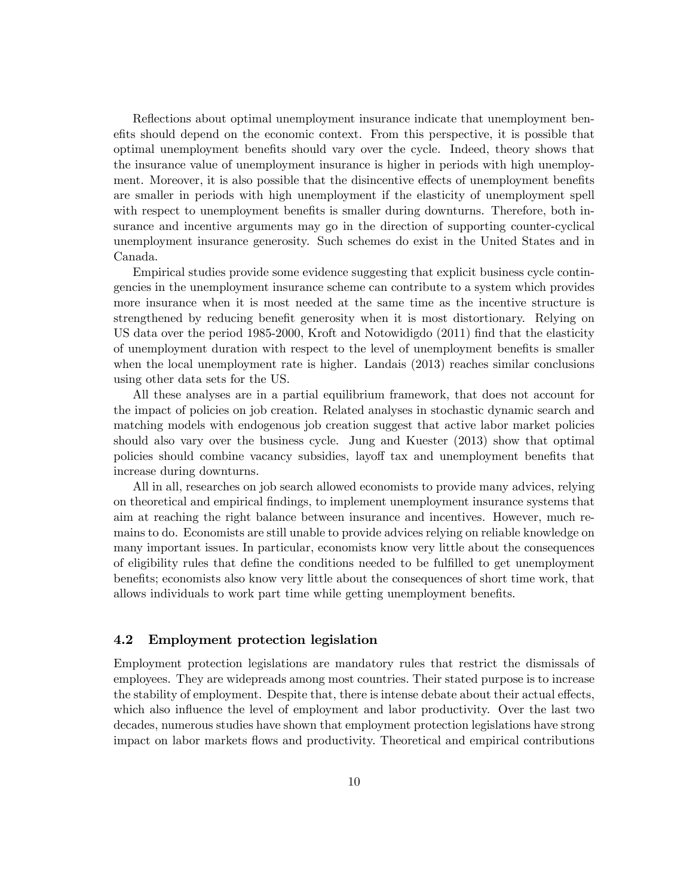Reflections about optimal unemployment insurance indicate that unemployment benefits should depend on the economic context. From this perspective, it is possible that optimal unemployment benefits should vary over the cycle. Indeed, theory shows that the insurance value of unemployment insurance is higher in periods with high unemployment. Moreover, it is also possible that the disincentive effects of unemployment benefits are smaller in periods with high unemployment if the elasticity of unemployment spell with respect to unemployment benefits is smaller during downturns. Therefore, both insurance and incentive arguments may go in the direction of supporting counter-cyclical unemployment insurance generosity. Such schemes do exist in the United States and in Canada.

Empirical studies provide some evidence suggesting that explicit business cycle contingencies in the unemployment insurance scheme can contribute to a system which provides more insurance when it is most needed at the same time as the incentive structure is strengthened by reducing benefit generosity when it is most distortionary. Relying on US data over the period 1985-2000, Kroft and Notowidigdo (2011) find that the elasticity of unemployment duration with respect to the level of unemployment benefits is smaller when the local unemployment rate is higher. Landais (2013) reaches similar conclusions using other data sets for the US.

All these analyses are in a partial equilibrium framework, that does not account for the impact of policies on job creation. Related analyses in stochastic dynamic search and matching models with endogenous job creation suggest that active labor market policies should also vary over the business cycle. Jung and Kuester (2013) show that optimal policies should combine vacancy subsidies, layoff tax and unemployment benefits that increase during downturns.

All in all, researches on job search allowed economists to provide many advices, relying on theoretical and empirical findings, to implement unemployment insurance systems that aim at reaching the right balance between insurance and incentives. However, much remains to do. Economists are still unable to provide advices relying on reliable knowledge on many important issues. In particular, economists know very little about the consequences of eligibility rules that define the conditions needed to be fulfilled to get unemployment benefits; economists also know very little about the consequences of short time work, that allows individuals to work part time while getting unemployment benefits.

### 4.2 Employment protection legislation

Employment protection legislations are mandatory rules that restrict the dismissals of employees. They are widepreads among most countries. Their stated purpose is to increase the stability of employment. Despite that, there is intense debate about their actual effects, which also influence the level of employment and labor productivity. Over the last two decades, numerous studies have shown that employment protection legislations have strong impact on labor markets flows and productivity. Theoretical and empirical contributions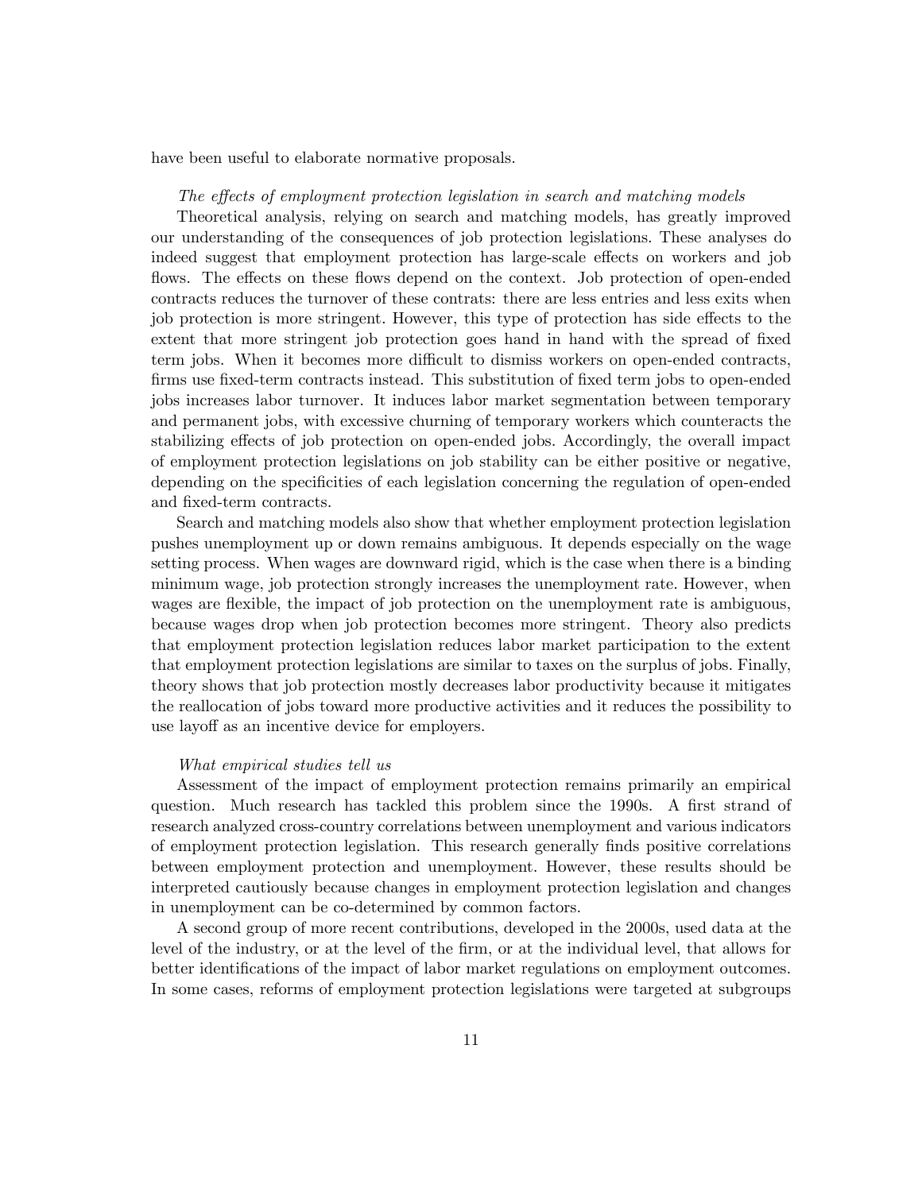have been useful to elaborate normative proposals.

*The effects of employment protection legislation in search and matching models*

Theoretical analysis, relying on search and matching models, has greatly improved our understanding of the consequences of job protection legislations. These analyses do indeed suggest that employment protection has large-scale effects on workers and job flows. The effects on these flows depend on the context. Job protection of open-ended contracts reduces the turnover of these contrats: there are less entries and less exits when job protection is more stringent. However, this type of protection has side effects to the extent that more stringent job protection goes hand in hand with the spread of fixed term jobs. When it becomes more difficult to dismiss workers on open-ended contracts, firms use fixed-term contracts instead. This substitution of fixed term jobs to open-ended jobs increases labor turnover. It induces labor market segmentation between temporary and permanent jobs, with excessive churning of temporary workers which counteracts the stabilizing effects of job protection on open-ended jobs. Accordingly, the overall impact of employment protection legislations on job stability can be either positive or negative, depending on the specificities of each legislation concerning the regulation of open-ended and fixed-term contracts.

Search and matching models also show that whether employment protection legislation pushes unemployment up or down remains ambiguous. It depends especially on the wage setting process. When wages are downward rigid, which is the case when there is a binding minimum wage, job protection strongly increases the unemployment rate. However, when wages are flexible, the impact of job protection on the unemployment rate is ambiguous, because wages drop when job protection becomes more stringent. Theory also predicts that employment protection legislation reduces labor market participation to the extent that employment protection legislations are similar to taxes on the surplus of jobs. Finally, theory shows that job protection mostly decreases labor productivity because it mitigates the reallocation of jobs toward more productive activities and it reduces the possibility to use layoff as an incentive device for employers.

*What empirical studies tell us*

Assessment of the impact of employment protection remains primarily an empirical question. Much research has tackled this problem since the 1990s. A first strand of research analyzed cross-country correlations between unemployment and various indicators of employment protection legislation. This research generally finds positive correlations between employment protection and unemployment. However, these results should be interpreted cautiously because changes in employment protection legislation and changes in unemployment can be co-determined by common factors.

A second group of more recent contributions, developed in the 2000s, used data at the level of the industry, or at the level of the firm, or at the individual level, that allows for better identifications of the impact of labor market regulations on employment outcomes. In some cases, reforms of employment protection legislations were targeted at subgroups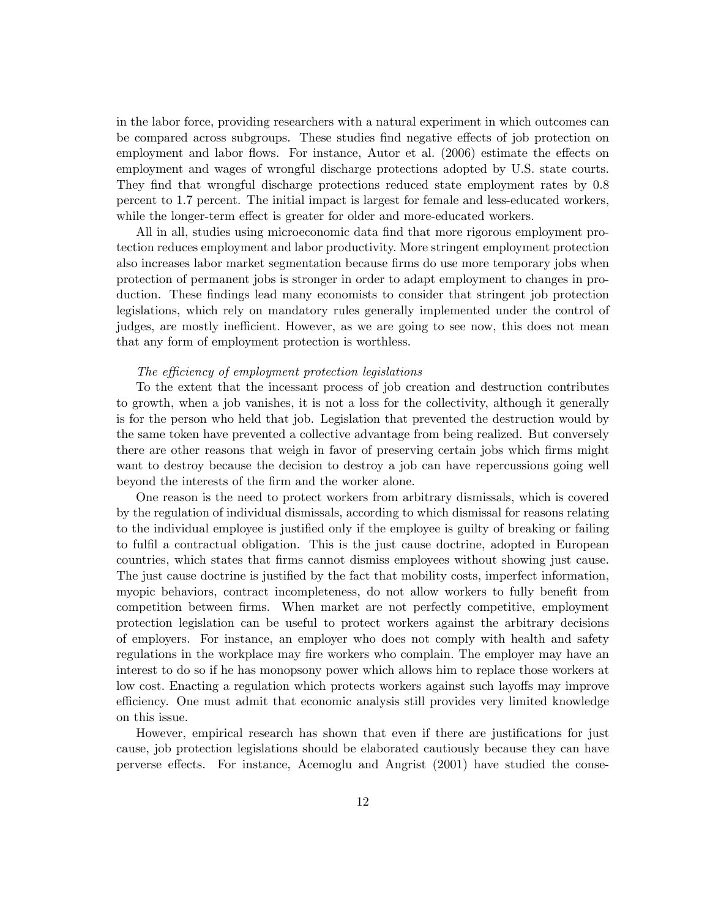in the labor force, providing researchers with a natural experiment in which outcomes can be compared across subgroups. These studies find negative effects of job protection on employment and labor flows. For instance, Autor et al. (2006) estimate the effects on employment and wages of wrongful discharge protections adopted by U.S. state courts. They find that wrongful discharge protections reduced state employment rates by 0.8 percent to 1.7 percent. The initial impact is largest for female and less-educated workers, while the longer-term effect is greater for older and more-educated workers.

All in all, studies using microeconomic data find that more rigorous employment protection reduces employment and labor productivity. More stringent employment protection also increases labor market segmentation because firms do use more temporary jobs when protection of permanent jobs is stronger in order to adapt employment to changes in production. These findings lead many economists to consider that stringent job protection legislations, which rely on mandatory rules generally implemented under the control of judges, are mostly inefficient. However, as we are going to see now, this does not mean that any form of employment protection is worthless.

*The efficiency of employment protection legislations*

To the extent that the incessant process of job creation and destruction contributes to growth, when a job vanishes, it is not a loss for the collectivity, although it generally is for the person who held that job. Legislation that prevented the destruction would by the same token have prevented a collective advantage from being realized. But conversely there are other reasons that weigh in favor of preserving certain jobs which firms might want to destroy because the decision to destroy a job can have repercussions going well beyond the interests of the firm and the worker alone.

One reason is the need to protect workers from arbitrary dismissals, which is covered by the regulation of individual dismissals, according to which dismissal for reasons relating to the individual employee is justified only if the employee is guilty of breaking or failing to fulfil a contractual obligation. This is the just cause doctrine, adopted in European countries, which states that firms cannot dismiss employees without showing just cause. The just cause doctrine is justified by the fact that mobility costs, imperfect information, myopic behaviors, contract incompleteness, do not allow workers to fully benefit from competition between firms. When market are not perfectly competitive, employment protection legislation can be useful to protect workers against the arbitrary decisions of employers. For instance, an employer who does not comply with health and safety regulations in the workplace may fire workers who complain. The employer may have an interest to do so if he has monopsony power which allows him to replace those workers at low cost. Enacting a regulation which protects workers against such layoffs may improve efficiency. One must admit that economic analysis still provides very limited knowledge on this issue.

However, empirical research has shown that even if there are justifications for just cause, job protection legislations should be elaborated cautiously because they can have perverse effects. For instance, Acemoglu and Angrist (2001) have studied the conse-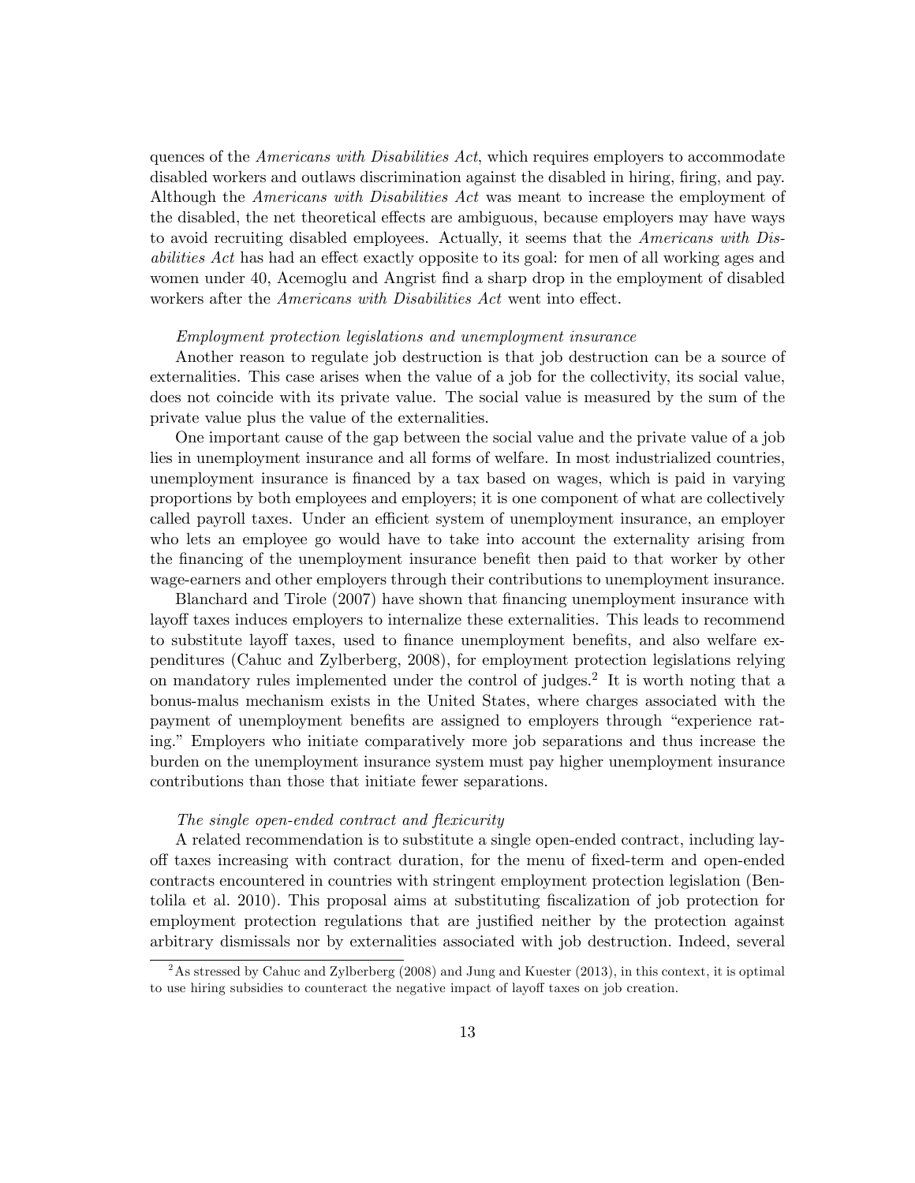quences of the *Americans with Disabilities Act*, which requires employers to accommodate disabled workers and outlaws discrimination against the disabled in hiring, firing, and pay. Although the *Americans with Disabilities Act* was meant to increase the employment of the disabled, the net theoretical effects are ambiguous, because employers may have ways to avoid recruiting disabled employees. Actually, it seems that the *Americans with Disabilities Act* has had an effect exactly opposite to its goal: for men of all working ages and women under 40, Acemoglu and Angrist find a sharp drop in the employment of disabled workers after the *Americans with Disabilities Act* went into effect.

*Employment protection legislations and unemployment insurance*

Another reason to regulate job destruction is that job destruction can be a source of externalities. This case arises when the value of a job for the collectivity, its social value, does not coincide with its private value. The social value is measured by the sum of the private value plus the value of the externalities.

One important cause of the gap between the social value and the private value of a job lies in unemployment insurance and all forms of welfare. In most industrialized countries, unemployment insurance is financed by a tax based on wages, which is paid in varying proportions by both employees and employers; it is one component of what are collectively called payroll taxes. Under an efficient system of unemployment insurance, an employer who lets an employee go would have to take into account the externality arising from the financing of the unemployment insurance benefit then paid to that worker by other wage-earners and other employers through their contributions to unemployment insurance.

Blanchard and Tirole (2007) have shown that financing unemployment insurance with layoff taxes induces employers to internalize these externalities. This leads to recommend to substitute layoff taxes, used to finance unemployment benefits, and also welfare expenditures (Cahuc and Zylberberg, 2008), for employment protection legislations relying on mandatory rules implemented under the control of judges.[2] It is worth noting that a bonus-malus mechanism exists in the United States, where charges associated with the payment of unemployment benefits are assigned to employers through "experience rating." Employers who initiate comparatively more job separations and thus increase the burden on the unemployment insurance system must pay higher unemployment insurance contributions than those that initiate fewer separations.

*The single open-ended contract and flexicurity*

A related recommendation is to substitute a single open-ended contract, including layoff taxes increasing with contract duration, for the menu of fixed-term and open-ended contracts encountered in countries with stringent employment protection legislation (Bentolila et al. 2010). This proposal aims at substituting fiscalization of job protection for employment protection regulations that are justified neither by the protection against arbitrary dismissals nor by externalities associated with job destruction. Indeed, several

[2] As stressed by Cahuc and Zylberberg (2008) and Jung and Kuester (2013), in this context, it is optimal to use hiring subsidies to counteract the negative impact of layoff taxes on job creation.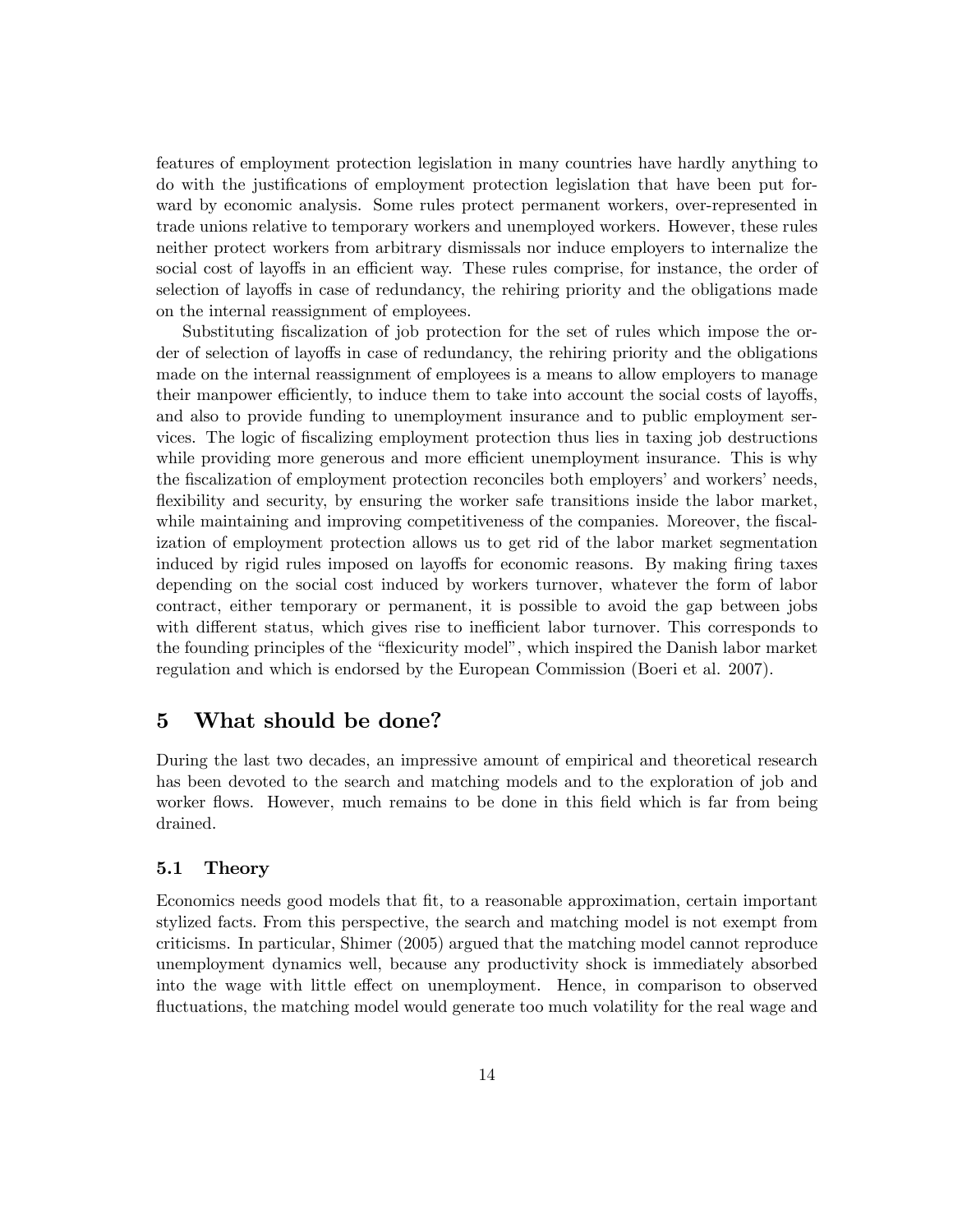features of employment protection legislation in many countries have hardly anything to do with the justifications of employment protection legislation that have been put forward by economic analysis. Some rules protect permanent workers, over-represented in trade unions relative to temporary workers and unemployed workers. However, these rules neither protect workers from arbitrary dismissals nor induce employers to internalize the social cost of layoffs in an efficient way. These rules comprise, for instance, the order of selection of layoffs in case of redundancy, the rehiring priority and the obligations made on the internal reassignment of employees.

Substituting fiscalization of job protection for the set of rules which impose the order of selection of layoffs in case of redundancy, the rehiring priority and the obligations made on the internal reassignment of employees is a means to allow employers to manage their manpower efficiently, to induce them to take into account the social costs of layoffs, and also to provide funding to unemployment insurance and to public employment services. The logic of fiscalizing employment protection thus lies in taxing job destructions while providing more generous and more efficient unemployment insurance. This is why the fiscalization of employment protection reconciles both employers' and workers' needs, flexibility and security, by ensuring the worker safe transitions inside the labor market, while maintaining and improving competitiveness of the companies. Moreover, the fiscalization of employment protection allows us to get rid of the labor market segmentation induced by rigid rules imposed on layoffs for economic reasons. By making firing taxes depending on the social cost induced by workers turnover, whatever the form of labor contract, either temporary or permanent, it is possible to avoid the gap between jobs with different status, which gives rise to inefficient labor turnover. This corresponds to the founding principles of the "flexicurity model", which inspired the Danish labor market regulation and which is endorsed by the European Commission (Boeri et al. 2007).

# 5 What should be done?

During the last two decades, an impressive amount of empirical and theoretical research has been devoted to the search and matching models and to the exploration of job and worker flows. However, much remains to be done in this field which is far from being drained.

## 5.1 Theory

Economics needs good models that fit, to a reasonable approximation, certain important stylized facts. From this perspective, the search and matching model is not exempt from criticisms. In particular, Shimer (2005) argued that the matching model cannot reproduce unemployment dynamics well, because any productivity shock is immediately absorbed into the wage with little effect on unemployment. Hence, in comparison to observed fluctuations, the matching model would generate too much volatility for the real wage and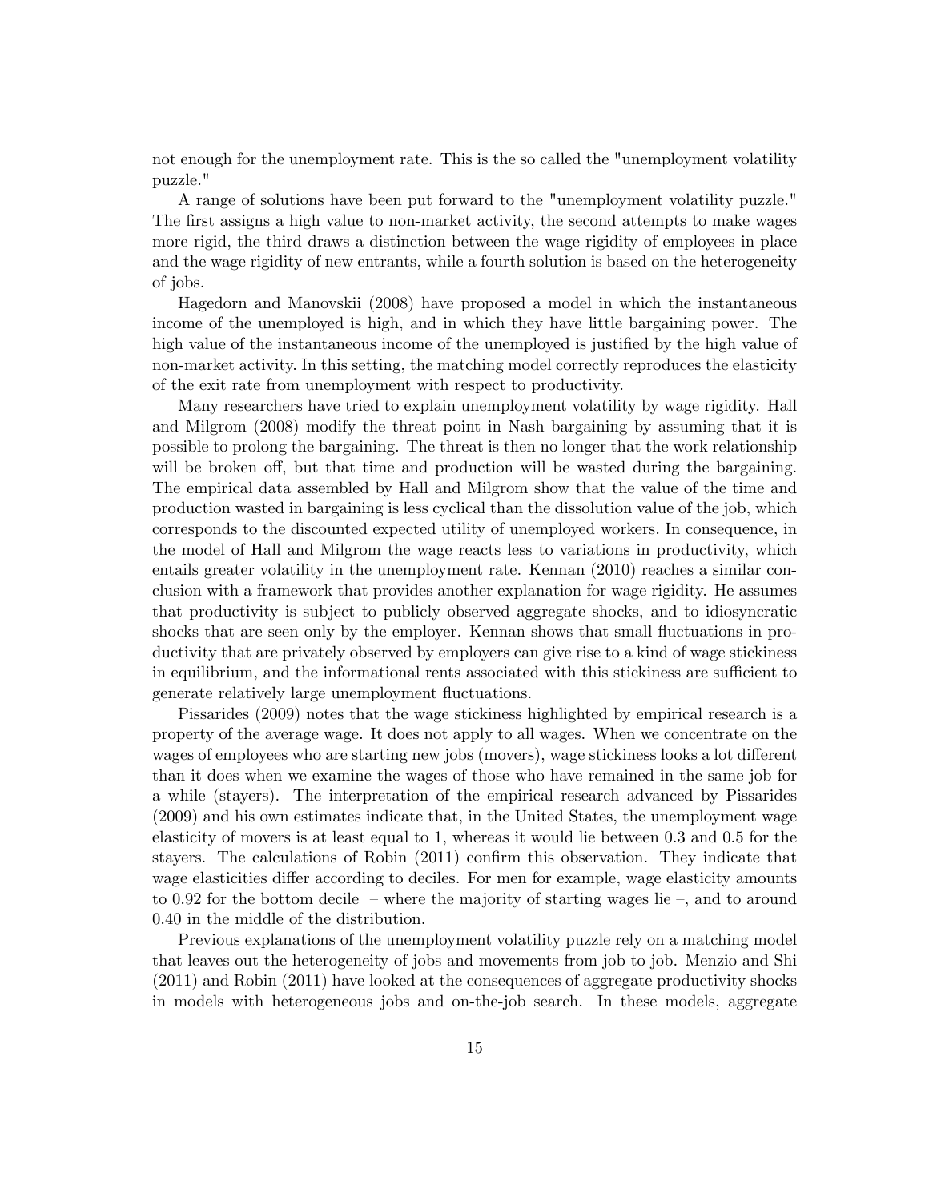not enough for the unemployment rate. This is the so called the "unemployment volatility puzzle."

A range of solutions have been put forward to the "unemployment volatility puzzle." The first assigns a high value to non-market activity, the second attempts to make wages more rigid, the third draws a distinction between the wage rigidity of employees in place and the wage rigidity of new entrants, while a fourth solution is based on the heterogeneity of jobs.

Hagedorn and Manovskii (2008) have proposed a model in which the instantaneous income of the unemployed is high, and in which they have little bargaining power. The high value of the instantaneous income of the unemployed is justified by the high value of non-market activity. In this setting, the matching model correctly reproduces the elasticity of the exit rate from unemployment with respect to productivity.

Many researchers have tried to explain unemployment volatility by wage rigidity. Hall and Milgrom (2008) modify the threat point in Nash bargaining by assuming that it is possible to prolong the bargaining. The threat is then no longer that the work relationship will be broken off, but that time and production will be wasted during the bargaining. The empirical data assembled by Hall and Milgrom show that the value of the time and production wasted in bargaining is less cyclical than the dissolution value of the job, which corresponds to the discounted expected utility of unemployed workers. In consequence, in the model of Hall and Milgrom the wage reacts less to variations in productivity, which entails greater volatility in the unemployment rate. Kennan (2010) reaches a similar conclusion with a framework that provides another explanation for wage rigidity. He assumes that productivity is subject to publicly observed aggregate shocks, and to idiosyncratic shocks that are seen only by the employer. Kennan shows that small fluctuations in productivity that are privately observed by employers can give rise to a kind of wage stickiness in equilibrium, and the informational rents associated with this stickiness are sufficient to generate relatively large unemployment fluctuations.

Pissarides (2009) notes that the wage stickiness highlighted by empirical research is a property of the average wage. It does not apply to all wages. When we concentrate on the wages of employees who are starting new jobs (movers), wage stickiness looks a lot different than it does when we examine the wages of those who have remained in the same job for a while (stayers). The interpretation of the empirical research advanced by Pissarides (2009) and his own estimates indicate that, in the United States, the unemployment wage elasticity of movers is at least equal to 1, whereas it would lie between 0.3 and 0.5 for the stayers. The calculations of Robin (2011) confirm this observation. They indicate that wage elasticities differ according to deciles. For men for example, wage elasticity amounts to 0.92 for the bottom decile – where the majority of starting wages lie –, and to around 0.40 in the middle of the distribution.

Previous explanations of the unemployment volatility puzzle rely on a matching model that leaves out the heterogeneity of jobs and movements from job to job. Menzio and Shi (2011) and Robin (2011) have looked at the consequences of aggregate productivity shocks in models with heterogeneous jobs and on-the-job search. In these models, aggregate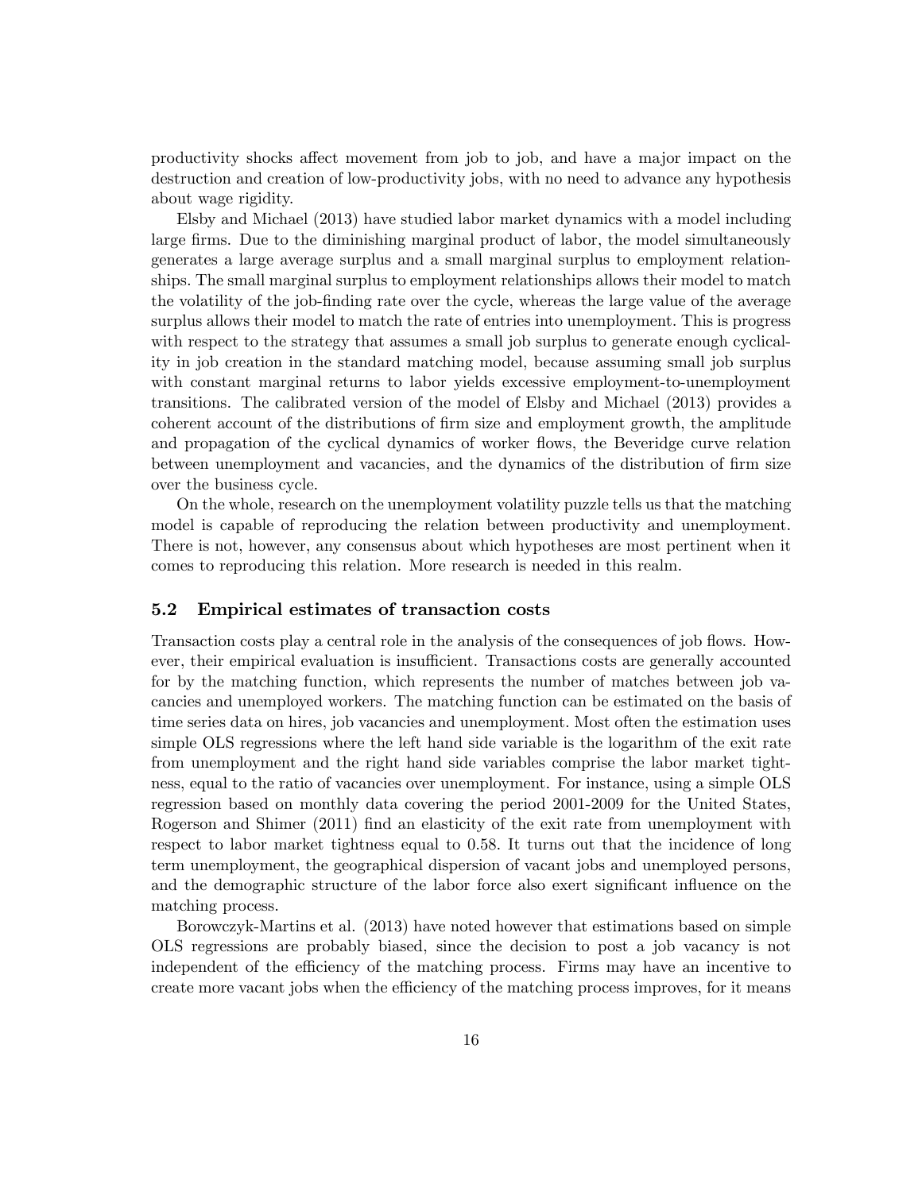productivity shocks affect movement from job to job, and have a major impact on the destruction and creation of low-productivity jobs, with no need to advance any hypothesis about wage rigidity.

Elsby and Michael (2013) have studied labor market dynamics with a model including large firms. Due to the diminishing marginal product of labor, the model simultaneously generates a large average surplus and a small marginal surplus to employment relationships. The small marginal surplus to employment relationships allows their model to match the volatility of the job-finding rate over the cycle, whereas the large value of the average surplus allows their model to match the rate of entries into unemployment. This is progress with respect to the strategy that assumes a small job surplus to generate enough cyclicality in job creation in the standard matching model, because assuming small job surplus with constant marginal returns to labor yields excessive employment-to-unemployment transitions. The calibrated version of the model of Elsby and Michael (2013) provides a coherent account of the distributions of firm size and employment growth, the amplitude and propagation of the cyclical dynamics of worker flows, the Beveridge curve relation between unemployment and vacancies, and the dynamics of the distribution of firm size over the business cycle.

On the whole, research on the unemployment volatility puzzle tells us that the matching model is capable of reproducing the relation between productivity and unemployment. There is not, however, any consensus about which hypotheses are most pertinent when it comes to reproducing this relation. More research is needed in this realm.

### 5.2 Empirical estimates of transaction costs

Transaction costs play a central role in the analysis of the consequences of job flows. However, their empirical evaluation is insufficient. Transactions costs are generally accounted for by the matching function, which represents the number of matches between job vacancies and unemployed workers. The matching function can be estimated on the basis of time series data on hires, job vacancies and unemployment. Most often the estimation uses simple OLS regressions where the left hand side variable is the logarithm of the exit rate from unemployment and the right hand side variables comprise the labor market tightness, equal to the ratio of vacancies over unemployment. For instance, using a simple OLS regression based on monthly data covering the period 2001-2009 for the United States, Rogerson and Shimer (2011) find an elasticity of the exit rate from unemployment with respect to labor market tightness equal to 0.58. It turns out that the incidence of long term unemployment, the geographical dispersion of vacant jobs and unemployed persons, and the demographic structure of the labor force also exert significant influence on the matching process.

Borowczyk-Martins et al. (2013) have noted however that estimations based on simple OLS regressions are probably biased, since the decision to post a job vacancy is not independent of the efficiency of the matching process. Firms may have an incentive to create more vacant jobs when the efficiency of the matching process improves, for it means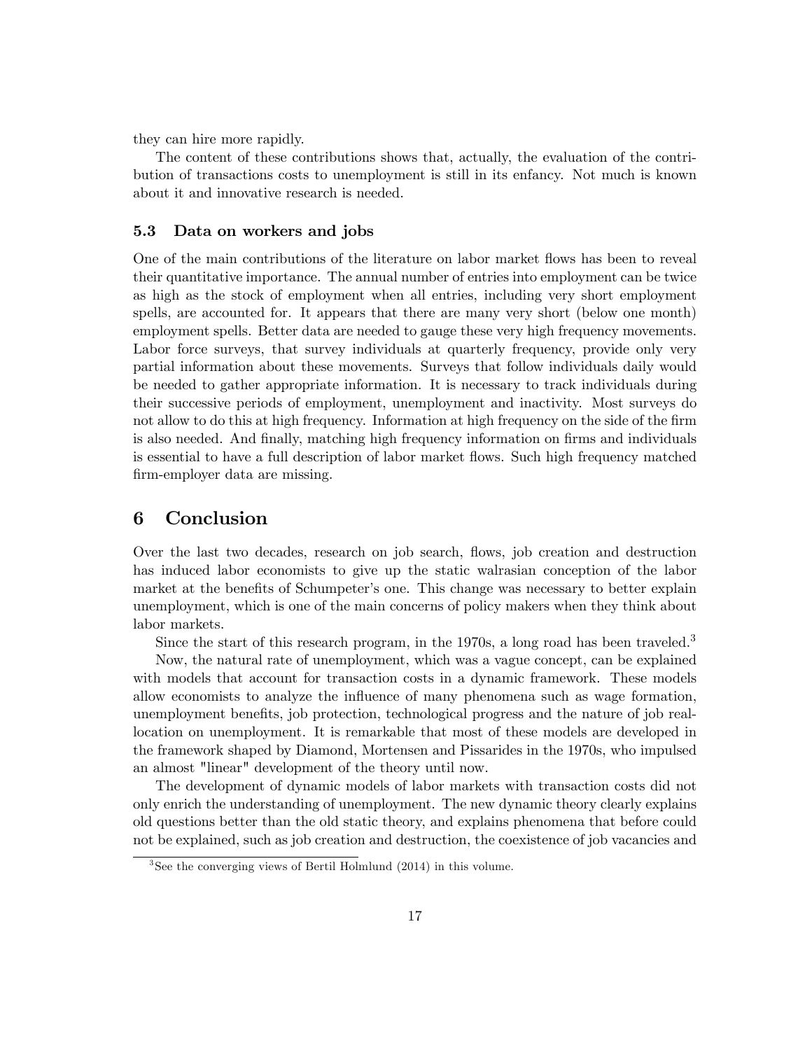they can hire more rapidly.

The content of these contributions shows that, actually, the evaluation of the contribution of transactions costs to unemployment is still in its enfancy. Not much is known about it and innovative research is needed.

### 5.3 Data on workers and jobs

One of the main contributions of the literature on labor market flows has been to reveal their quantitative importance. The annual number of entries into employment can be twice as high as the stock of employment when all entries, including very short employment spells, are accounted for. It appears that there are many very short (below one month) employment spells. Better data are needed to gauge these very high frequency movements. Labor force surveys, that survey individuals at quarterly frequency, provide only very partial information about these movements. Surveys that follow individuals daily would be needed to gather appropriate information. It is necessary to track individuals during their successive periods of employment, unemployment and inactivity. Most surveys do not allow to do this at high frequency. Information at high frequency on the side of the firm is also needed. And finally, matching high frequency information on firms and individuals is essential to have a full description of labor market flows. Such high frequency matched firm-employer data are missing.

## 6 Conclusion

Over the last two decades, research on job search, flows, job creation and destruction has induced labor economists to give up the static walrasian conception of the labor market at the benefits of Schumpeter's one. This change was necessary to better explain unemployment, which is one of the main concerns of policy makers when they think about labor markets.

Since the start of this research program, in the 1970s, a long road has been traveled.[3]

Now, the natural rate of unemployment, which was a vague concept, can be explained with models that account for transaction costs in a dynamic framework. These models allow economists to analyze the influence of many phenomena such as wage formation, unemployment benefits, job protection, technological progress and the nature of job reallocation on unemployment. It is remarkable that most of these models are developed in the framework shaped by Diamond, Mortensen and Pissarides in the 1970s, who impulsed an almost "linear" development of the theory until now.

The development of dynamic models of labor markets with transaction costs did not only enrich the understanding of unemployment. The new dynamic theory clearly explains old questions better than the old static theory, and explains phenomena that before could not be explained, such as job creation and destruction, the coexistence of job vacancies and

[3] See the converging views of Bertil Holmlund (2014) in this volume.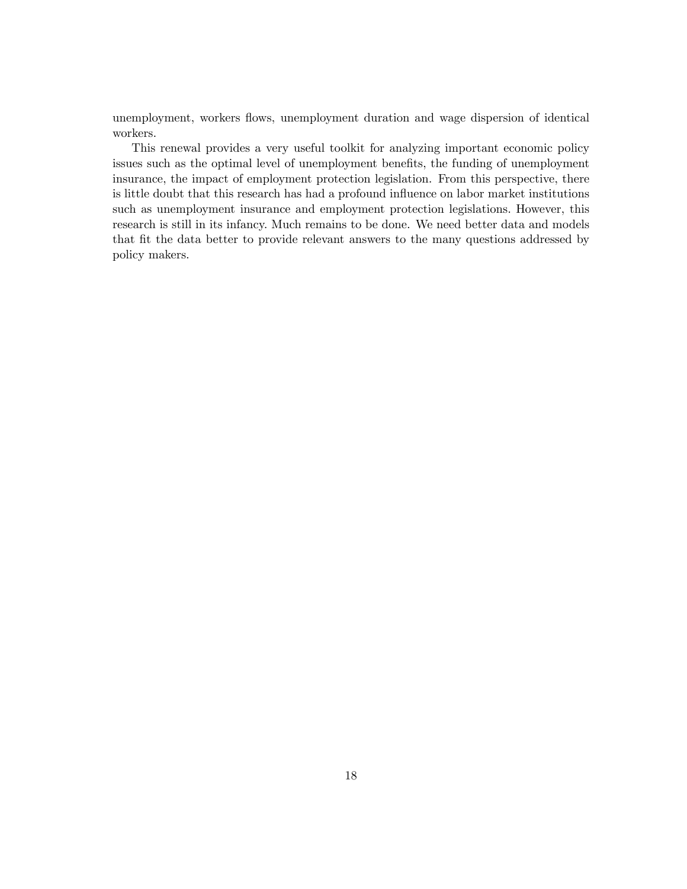unemployment, workers flows, unemployment duration and wage dispersion of identical workers.

This renewal provides a very useful toolkit for analyzing important economic policy issues such as the optimal level of unemployment benefits, the funding of unemployment insurance, the impact of employment protection legislation. From this perspective, there is little doubt that this research has had a profound influence on labor market institutions such as unemployment insurance and employment protection legislations. However, this research is still in its infancy. Much remains to be done. We need better data and models that fit the data better to provide relevant answers to the many questions addressed by policy makers.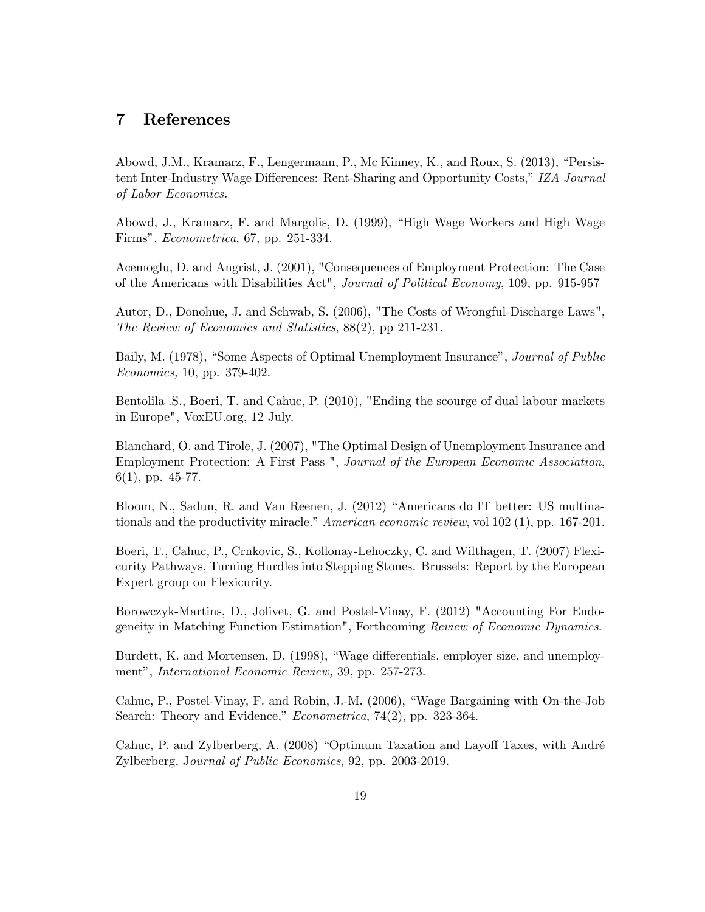## 7 References

Abowd, J.M., Kramarz, F., Lengermann, P., Mc Kinney, K., and Roux, S. (2013), "Persistent Inter-Industry Wage Differences: Rent-Sharing and Opportunity Costs," *IZA Journal of Labor Economics*.

Abowd, J., Kramarz, F. and Margolis, D. (1999), "High Wage Workers and High Wage Firms", *Econometrica*, 67, pp. 251-334.

Acemoglu, D. and Angrist, J. (2001), "Consequences of Employment Protection: The Case of the Americans with Disabilities Act", *Journal of Political Economy*, 109, pp. 915-957

Autor, D., Donohue, J. and Schwab, S. (2006), "The Costs of Wrongful-Discharge Laws", *The Review of Economics and Statistics*, 88(2), pp 211-231.

Baily, M. (1978), "Some Aspects of Optimal Unemployment Insurance", *Journal of Public Economics,* 10, pp. 379-402.

Bentolila .S., Boeri, T. and Cahuc, P. (2010), "Ending the scourge of dual labour markets in Europe", VoxEU.org, 12 July.

Blanchard, O. and Tirole, J. (2007), "The Optimal Design of Unemployment Insurance and Employment Protection: A First Pass ", *Journal of the European Economic Association*, 6(1), pp. 45-77.

Bloom, N., Sadun, R. and Van Reenen, J. (2012) "Americans do IT better: US multinationals and the productivity miracle." *American economic review*, vol 102 (1), pp. 167-201.

Boeri, T., Cahuc, P., Crnkovic, S., Kollonay-Lehoczky, C. and Wilthagen, T. (2007) Flexicurity Pathways, Turning Hurdles into Stepping Stones. Brussels: Report by the European Expert group on Flexicurity.

Borowczyk-Martins, D., Jolivet, G. and Postel-Vinay, F. (2012) "Accounting For Endogeneity in Matching Function Estimation", Forthcoming *Review of Economic Dynamics*.

Burdett, K. and Mortensen, D. (1998), "Wage differentials, employer size, and unemployment", *International Economic Review,* 39, pp. 257-273.

Cahuc, P., Postel-Vinay, F. and Robin, J.-M. (2006), "Wage Bargaining with On-the-Job Search: Theory and Evidence," *Econometrica*, 74(2), pp. 323-364.

Cahuc, P. and Zylberberg, A. (2008) "Optimum Taxation and Layoff Taxes, with André Zylberberg, J*ournal of Public Economics*, 92, pp. 2003-2019.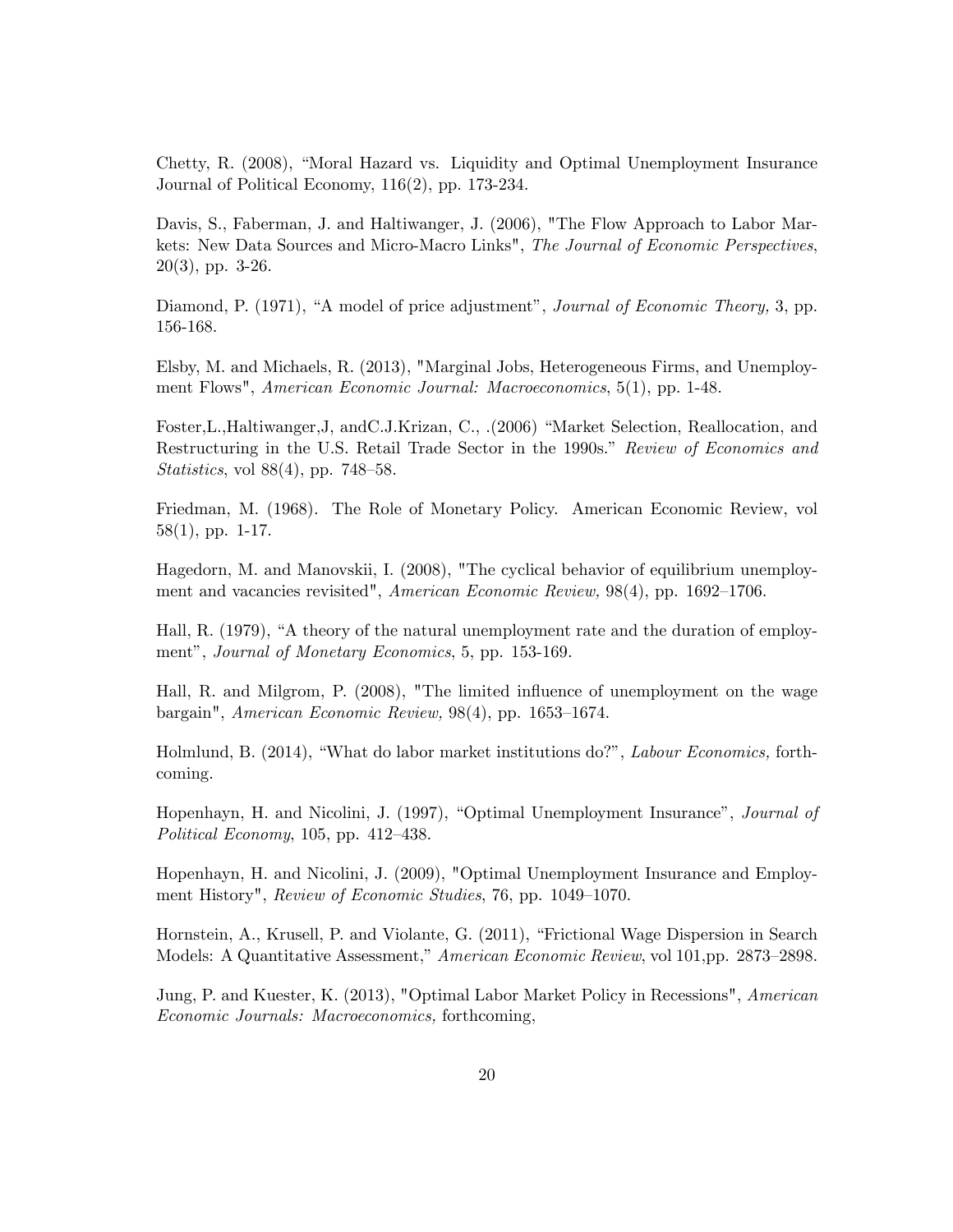Chetty, R. (2008), "Moral Hazard vs. Liquidity and Optimal Unemployment Insurance Journal of Political Economy, 116(2), pp. 173-234.

Davis, S., Faberman, J. and Haltiwanger, J. (2006), "The Flow Approach to Labor Markets: New Data Sources and Micro-Macro Links", *The Journal of Economic Perspectives*, 20(3), pp. 3-26.

Diamond, P. (1971), "A model of price adjustment", *Journal of Economic Theory,* 3, pp. 156-168.

Elsby, M. and Michaels, R. (2013), "Marginal Jobs, Heterogeneous Firms, and Unemployment Flows", *American Economic Journal: Macroeconomics*, 5(1), pp. 1-48.

Foster,L.,Haltiwanger,J, andC.J.Krizan, C., .(2006) "Market Selection, Reallocation, and Restructuring in the U.S. Retail Trade Sector in the 1990s." *Review of Economics and Statistics*, vol 88(4), pp. 748–58.

Friedman, M. (1968). The Role of Monetary Policy. American Economic Review, vol 58(1), pp. 1-17.

Hagedorn, M. and Manovskii, I. (2008), "The cyclical behavior of equilibrium unemployment and vacancies revisited", *American Economic Review,* 98(4), pp. 1692–1706.

Hall, R. (1979), "A theory of the natural unemployment rate and the duration of employment", *Journal of Monetary Economics*, 5, pp. 153-169.

Hall, R. and Milgrom, P. (2008), "The limited influence of unemployment on the wage bargain", *American Economic Review,* 98(4), pp. 1653–1674.

Holmlund, B. (2014), "What do labor market institutions do?", *Labour Economics,* forthcoming.

Hopenhayn, H. and Nicolini, J. (1997), "Optimal Unemployment Insurance", *Journal of Political Economy*, 105, pp. 412–438.

Hopenhayn, H. and Nicolini, J. (2009), "Optimal Unemployment Insurance and Employment History", *Review of Economic Studies*, 76, pp. 1049–1070.

Hornstein, A., Krusell, P. and Violante, G. (2011), "Frictional Wage Dispersion in Search Models: A Quantitative Assessment," *American Economic Review*, vol 101,pp. 2873–2898.

Jung, P. and Kuester, K. (2013), "Optimal Labor Market Policy in Recessions", *American Economic Journals: Macroeconomics,* forthcoming,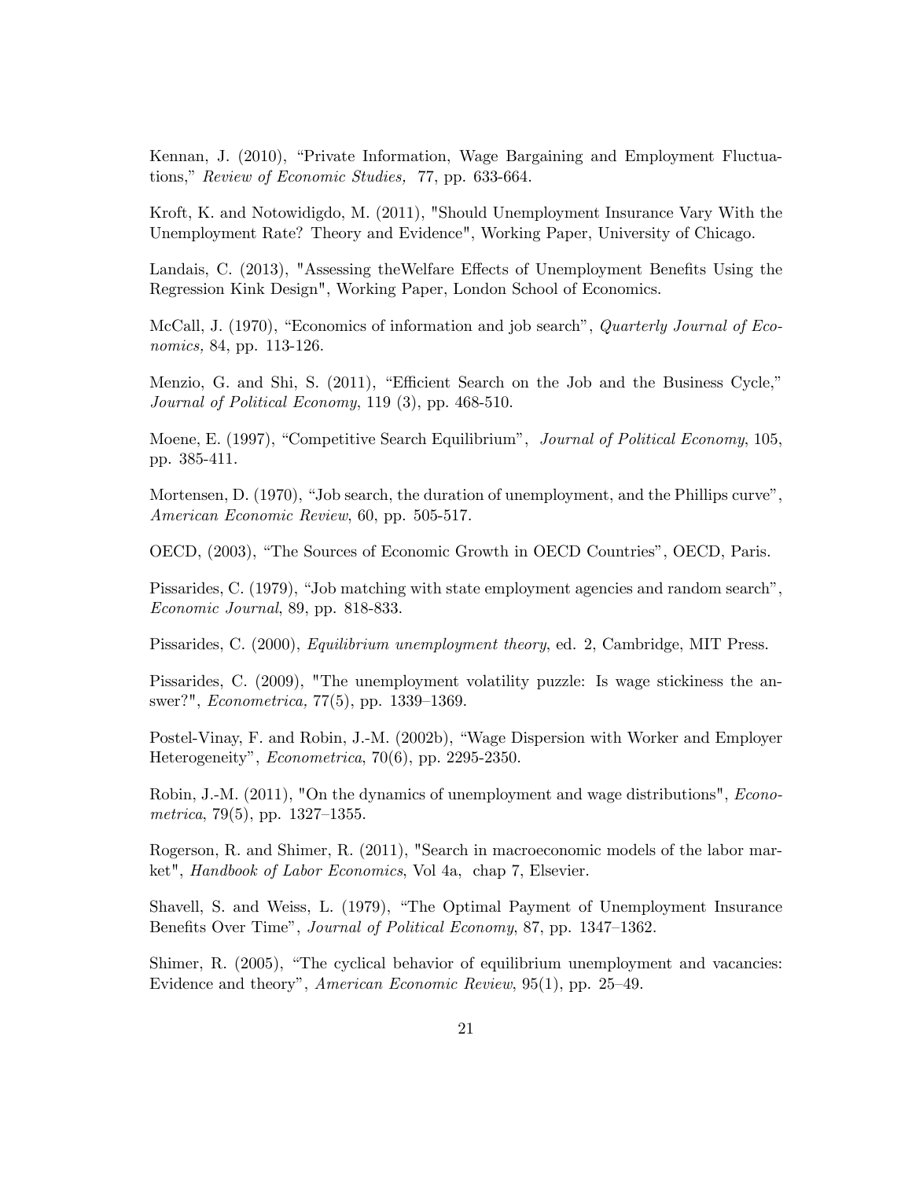Kennan, J. (2010), "Private Information, Wage Bargaining and Employment Fluctuations," *Review of Economic Studies,* 77, pp. 633-664.

Kroft, K. and Notowidigdo, M. (2011), "Should Unemployment Insurance Vary With the Unemployment Rate? Theory and Evidence", Working Paper, University of Chicago.

Landais, C. (2013), "Assessing theWelfare Effects of Unemployment Benefits Using the Regression Kink Design", Working Paper, London School of Economics.

McCall, J. (1970), "Economics of information and job search", *Quarterly Journal of Economics,* 84, pp. 113-126.

Menzio, G. and Shi, S. (2011), "Efficient Search on the Job and the Business Cycle," *Journal of Political Economy*, 119 (3), pp. 468-510.

Moene, E. (1997), "Competitive Search Equilibrium", *Journal of Political Economy*, 105, pp. 385-411.

Mortensen, D. (1970), "Job search, the duration of unemployment, and the Phillips curve", *American Economic Review*, 60, pp. 505-517.

OECD, (2003), "The Sources of Economic Growth in OECD Countries", OECD, Paris.

Pissarides, C. (1979), "Job matching with state employment agencies and random search", *Economic Journal*, 89, pp. 818-833.

Pissarides, C. (2000), *Equilibrium unemployment theory*, ed. 2, Cambridge, MIT Press.

Pissarides, C. (2009), "The unemployment volatility puzzle: Is wage stickiness the answer?", *Econometrica,* 77(5), pp. 1339–1369.

Postel-Vinay, F. and Robin, J.-M. (2002b), "Wage Dispersion with Worker and Employer Heterogeneity", *Econometrica*, 70(6), pp. 2295-2350.

Robin, J.-M. (2011), "On the dynamics of unemployment and wage distributions", *Econometrica*, 79(5), pp. 1327–1355.

Rogerson, R. and Shimer, R. (2011), "Search in macroeconomic models of the labor market", *Handbook of Labor Economics*, Vol 4a, chap 7, Elsevier.

Shavell, S. and Weiss, L. (1979), "The Optimal Payment of Unemployment Insurance Benefits Over Time", *Journal of Political Economy*, 87, pp. 1347–1362.

Shimer, R. (2005), "The cyclical behavior of equilibrium unemployment and vacancies: Evidence and theory", *American Economic Review*, 95(1), pp. 25–49.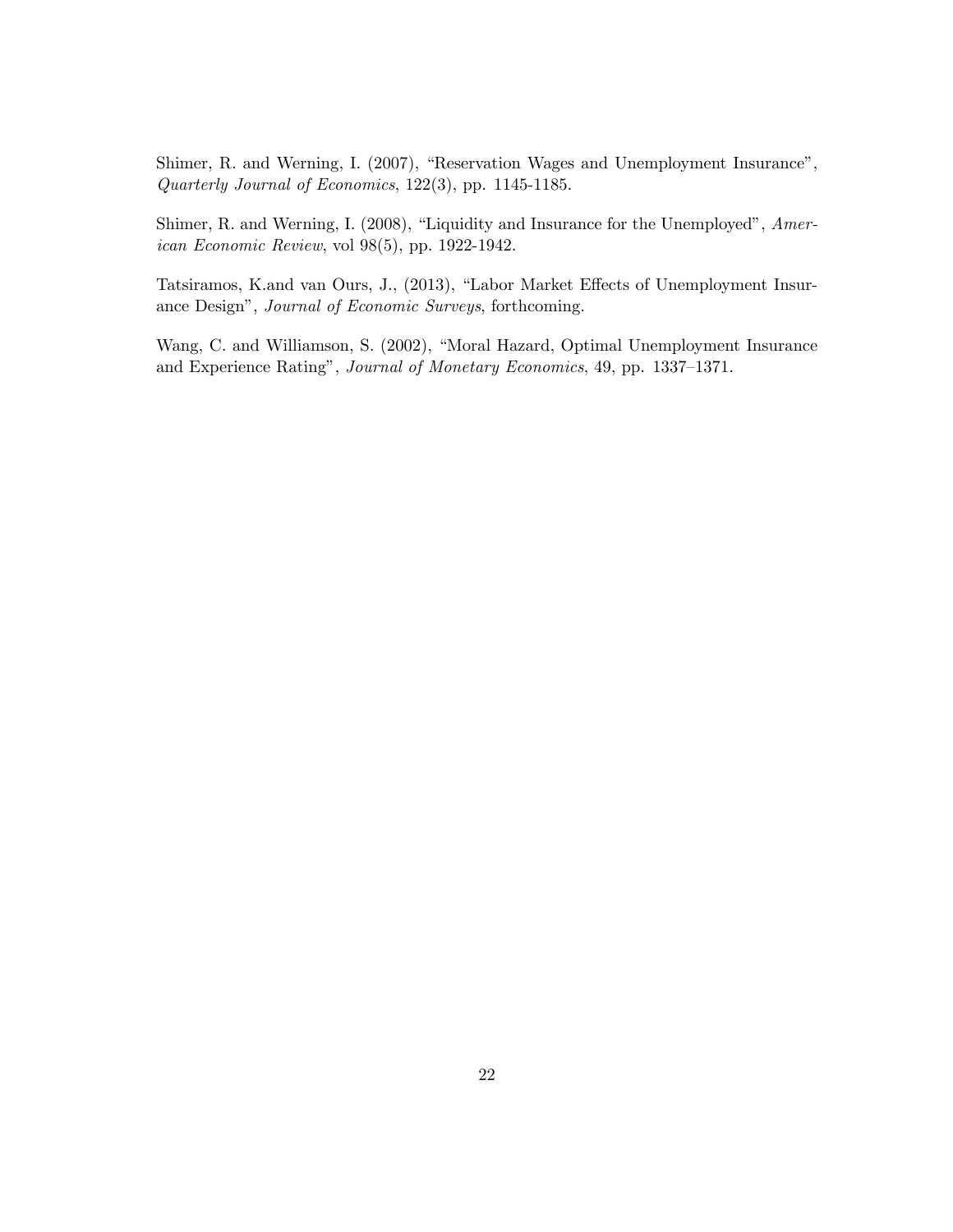Shimer, R. and Werning, I. (2007), "Reservation Wages and Unemployment Insurance", *Quarterly Journal of Economics*, 122(3), pp. 1145-1185.

Shimer, R. and Werning, I. (2008), "Liquidity and Insurance for the Unemployed", *American Economic Review*, vol 98(5), pp. 1922-1942.

Tatsiramos, K.and van Ours, J., (2013), "Labor Market Effects of Unemployment Insurance Design", *Journal of Economic Surveys*, forthcoming.

Wang, C. and Williamson, S. (2002), "Moral Hazard, Optimal Unemployment Insurance and Experience Rating", *Journal of Monetary Economics*, 49, pp. 1337–1371.